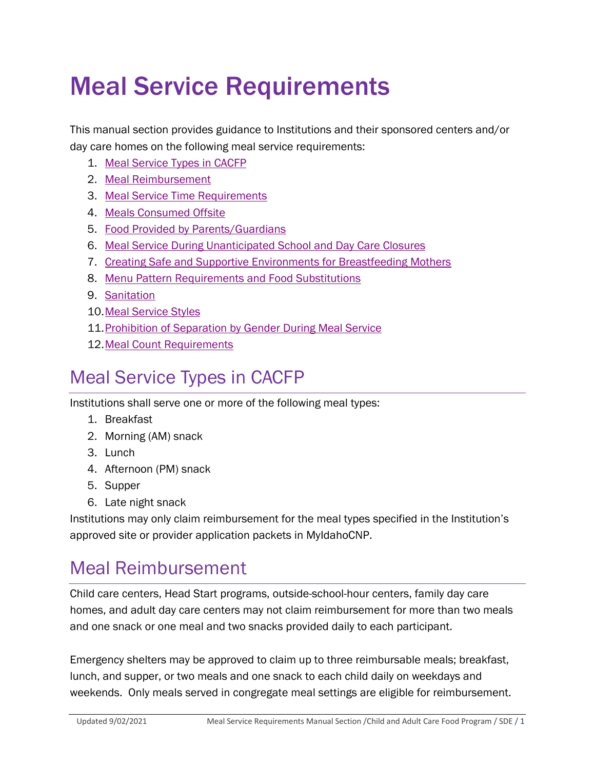# Meal Service Requirements

This manual section provides guidance to Institutions and their sponsored centers and/or day care homes on the following meal service requirements:

1. Meal Service Types in CACFP
2. Meal Reimbursement
3. Meal Service Time Requirements
4. Meals Consumed Offsite
5. Food Provided by Parents/Guardians
6. Meal Service During Unanticipated School and Day Care Closures
7. Creating Safe and Supportive Environments for Breastfeeding Mothers
8. Menu Pattern Requirements and Food Substitutions
9. Sanitation
10. Meal Service Styles
11. Prohibition of Separation by Gender During Meal Service
12. Meal Count Requirements

## Meal Service Types in CACFP

Institutions shall serve one or more of the following meal types:

1. Breakfast
2. Morning (AM) snack
3. Lunch
4. Afternoon (PM) snack
5. Supper
6. Late night snack

Institutions may only claim reimbursement for the meal types specified in the Institution's approved site or provider application packets in MyIdahoCNP.

## Meal Reimbursement

Child care centers, Head Start programs, outside-school-hour centers, family day care homes, and adult day care centers may not claim reimbursement for more than two meals and one snack or one meal and two snacks provided daily to each participant.

Emergency shelters may be approved to claim up to three reimbursable meals; breakfast, lunch, and supper, or two meals and one snack to each child daily on weekdays and weekends. Only meals served in congregate meal settings are eligible for reimbursement.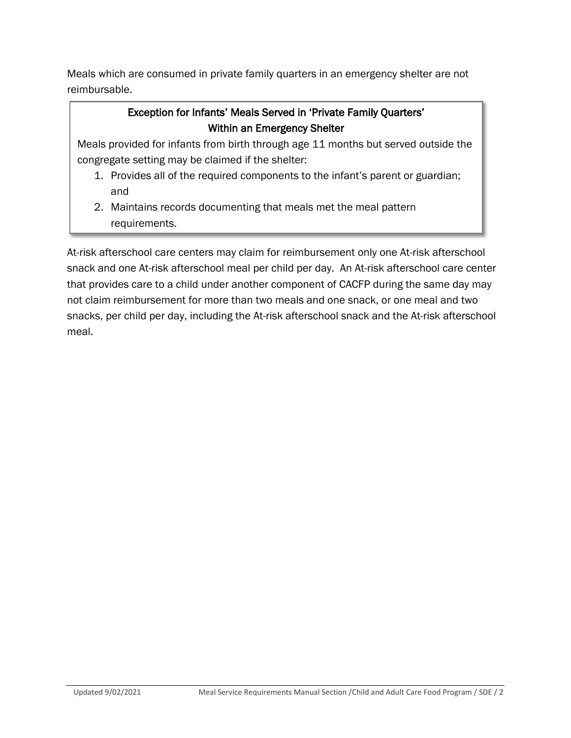Meals which are consumed in private family quarters in an emergency shelter are not reimbursable.

> **Exception for Infants' Meals Served in 'Private Family Quarters' Within an Emergency Shelter**
>
> Meals provided for infants from birth through age 11 months but served outside the congregate setting may be claimed if the shelter:
>
> 1. Provides all of the required components to the infant's parent or guardian; and
> 2. Maintains records documenting that meals met the meal pattern requirements.

At-risk afterschool care centers may claim for reimbursement only one At-risk afterschool snack and one At-risk afterschool meal per child per day. An At-risk afterschool care center that provides care to a child under another component of CACFP during the same day may not claim reimbursement for more than two meals and one snack, or one meal and two snacks, per child per day, including the At-risk afterschool snack and the At-risk afterschool meal.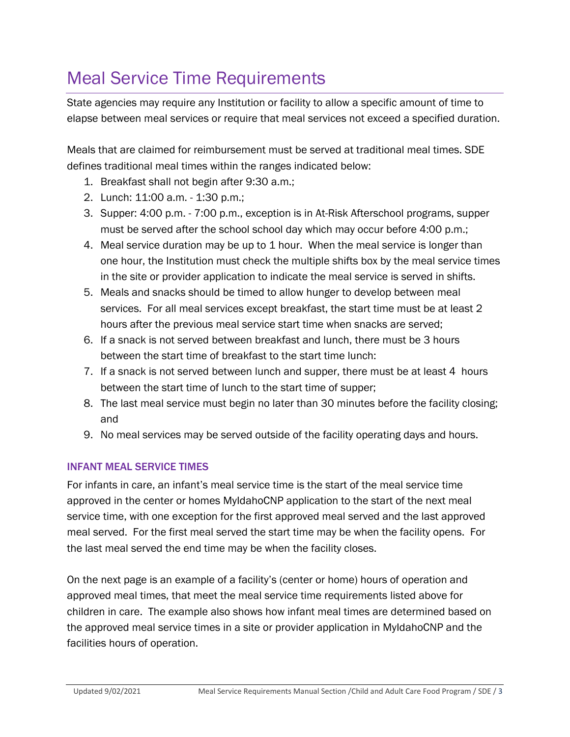# Meal Service Time Requirements

State agencies may require any Institution or facility to allow a specific amount of time to elapse between meal services or require that meal services not exceed a specified duration.

Meals that are claimed for reimbursement must be served at traditional meal times. SDE defines traditional meal times within the ranges indicated below:

1. Breakfast shall not begin after 9:30 a.m.;
2. Lunch: 11:00 a.m. - 1:30 p.m.;
3. Supper: 4:00 p.m. - 7:00 p.m., exception is in At-Risk Afterschool programs, supper must be served after the school school day which may occur before 4:00 p.m.;
4. Meal service duration may be up to 1 hour. When the meal service is longer than one hour, the Institution must check the multiple shifts box by the meal service times in the site or provider application to indicate the meal service is served in shifts.
5. Meals and snacks should be timed to allow hunger to develop between meal services. For all meal services except breakfast, the start time must be at least 2 hours after the previous meal service start time when snacks are served;
6. If a snack is not served between breakfast and lunch, there must be 3 hours between the start time of breakfast to the start time lunch:
7. If a snack is not served between lunch and supper, there must be at least 4 hours between the start time of lunch to the start time of supper;
8. The last meal service must begin no later than 30 minutes before the facility closing; and
9. No meal services may be served outside of the facility operating days and hours.

### INFANT MEAL SERVICE TIMES

For infants in care, an infant's meal service time is the start of the meal service time approved in the center or homes MyIdahoCNP application to the start of the next meal service time, with one exception for the first approved meal served and the last approved meal served. For the first meal served the start time may be when the facility opens. For the last meal served the end time may be when the facility closes.

On the next page is an example of a facility's (center or home) hours of operation and approved meal times, that meet the meal service time requirements listed above for children in care. The example also shows how infant meal times are determined based on the approved meal service times in a site or provider application in MyIdahoCNP and the facilities hours of operation.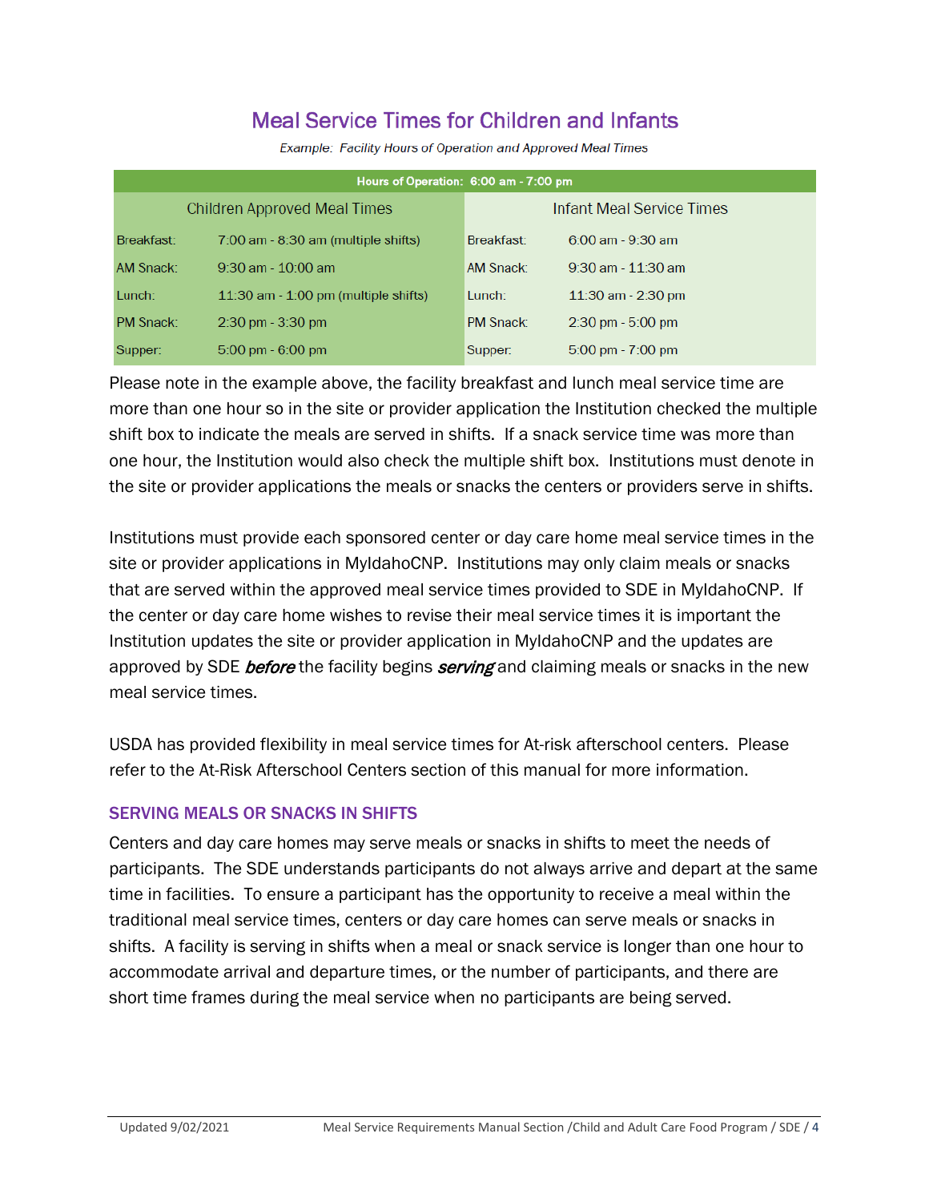## Meal Service Times for Children and Infants

*Example: Facility Hours of Operation and Approved Meal Times*

| Hours of Operation: 6:00 am - 7:00 pm | | | |
|---|---|---|---|
| Children Approved Meal Times | | Infant Meal Service Times | |
| Breakfast: | 7:00 am - 8:30 am (multiple shifts) | Breakfast: | 6:00 am - 9:30 am |
| AM Snack: | 9:30 am - 10:00 am | AM Snack: | 9:30 am - 11:30 am |
| Lunch: | 11:30 am - 1:00 pm (multiple shifts) | Lunch: | 11:30 am - 2:30 pm |
| PM Snack: | 2:30 pm - 3:30 pm | PM Snack: | 2:30 pm - 5:00 pm |
| Supper: | 5:00 pm - 6:00 pm | Supper: | 5:00 pm - 7:00 pm |

Please note in the example above, the facility breakfast and lunch meal service time are more than one hour so in the site or provider application the Institution checked the multiple shift box to indicate the meals are served in shifts. If a snack service time was more than one hour, the Institution would also check the multiple shift box. Institutions must denote in the site or provider applications the meals or snacks the centers or providers serve in shifts.

Institutions must provide each sponsored center or day care home meal service times in the site or provider applications in MyIdahoCNP. Institutions may only claim meals or snacks that are served within the approved meal service times provided to SDE in MyIdahoCNP. If the center or day care home wishes to revise their meal service times it is important the Institution updates the site or provider application in MyIdahoCNP and the updates are approved by SDE ***before*** the facility begins ***serving*** and claiming meals or snacks in the new meal service times.

USDA has provided flexibility in meal service times for At-risk afterschool centers. Please refer to the At-Risk Afterschool Centers section of this manual for more information.

### SERVING MEALS OR SNACKS IN SHIFTS

Centers and day care homes may serve meals or snacks in shifts to meet the needs of participants. The SDE understands participants do not always arrive and depart at the same time in facilities. To ensure a participant has the opportunity to receive a meal within the traditional meal service times, centers or day care homes can serve meals or snacks in shifts. A facility is serving in shifts when a meal or snack service is longer than one hour to accommodate arrival and departure times, or the number of participants, and there are short time frames during the meal service when no participants are being served.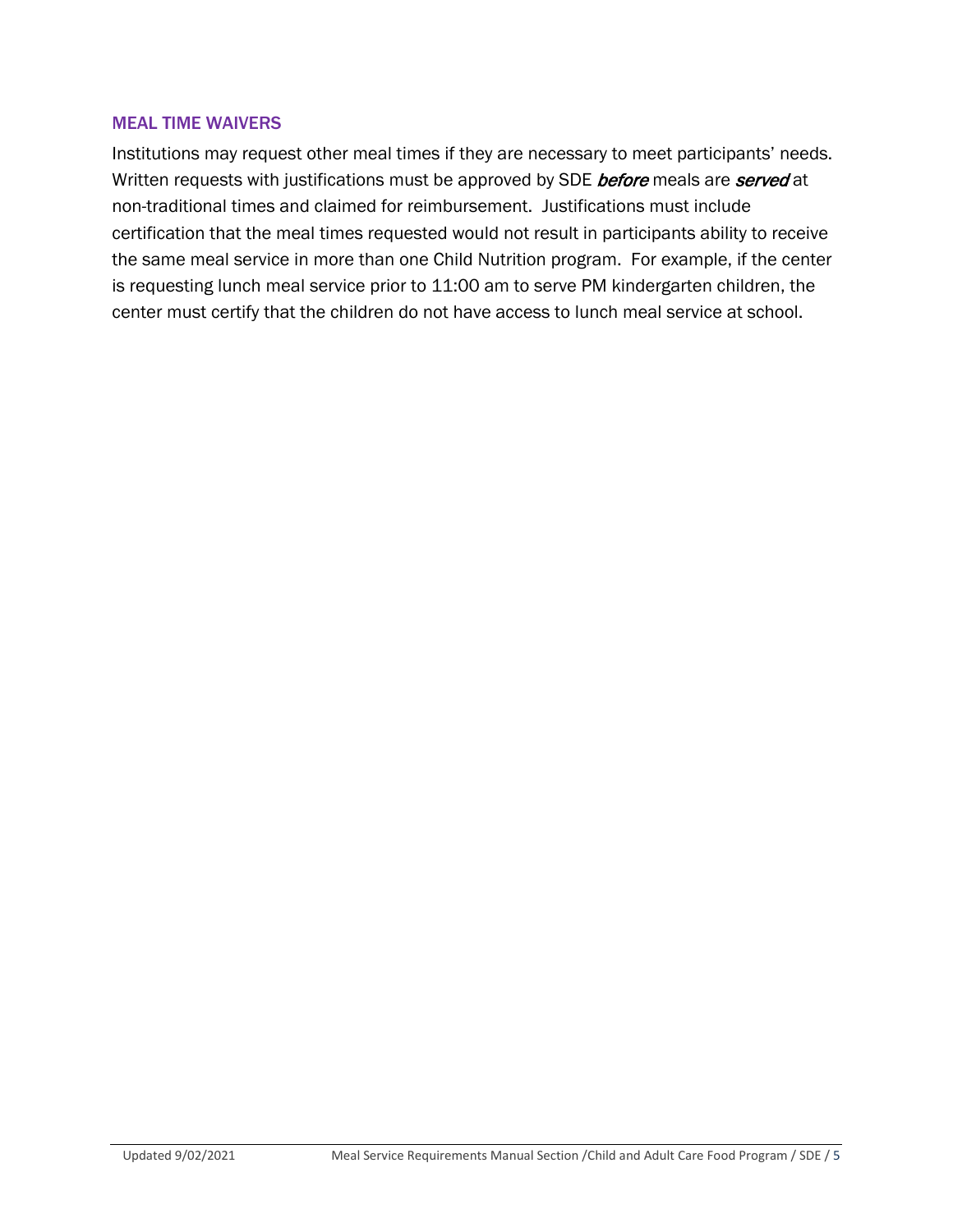## MEAL TIME WAIVERS

Institutions may request other meal times if they are necessary to meet participants' needs. Written requests with justifications must be approved by SDE ***before*** meals are ***served*** at non-traditional times and claimed for reimbursement. Justifications must include certification that the meal times requested would not result in participants ability to receive the same meal service in more than one Child Nutrition program. For example, if the center is requesting lunch meal service prior to 11:00 am to serve PM kindergarten children, the center must certify that the children do not have access to lunch meal service at school.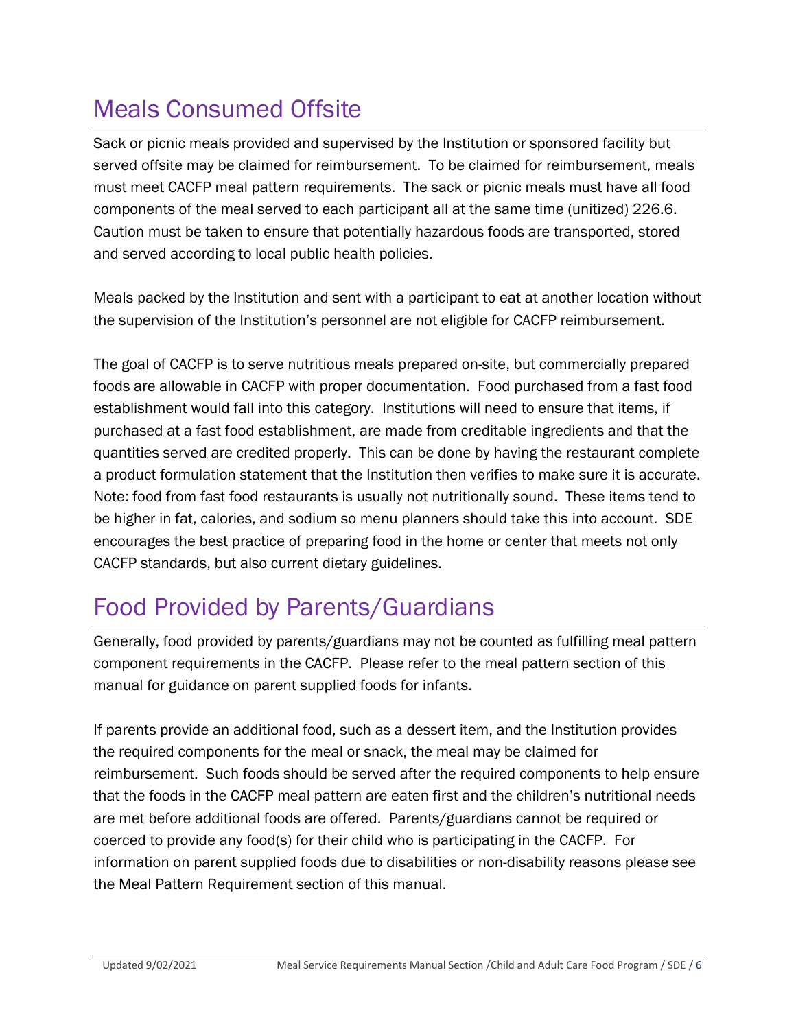# Meals Consumed Offsite

Sack or picnic meals provided and supervised by the Institution or sponsored facility but served offsite may be claimed for reimbursement. To be claimed for reimbursement, meals must meet CACFP meal pattern requirements. The sack or picnic meals must have all food components of the meal served to each participant all at the same time (unitized) 226.6. Caution must be taken to ensure that potentially hazardous foods are transported, stored and served according to local public health policies.

Meals packed by the Institution and sent with a participant to eat at another location without the supervision of the Institution's personnel are not eligible for CACFP reimbursement.

The goal of CACFP is to serve nutritious meals prepared on-site, but commercially prepared foods are allowable in CACFP with proper documentation. Food purchased from a fast food establishment would fall into this category. Institutions will need to ensure that items, if purchased at a fast food establishment, are made from creditable ingredients and that the quantities served are credited properly. This can be done by having the restaurant complete a product formulation statement that the Institution then verifies to make sure it is accurate. Note: food from fast food restaurants is usually not nutritionally sound. These items tend to be higher in fat, calories, and sodium so menu planners should take this into account. SDE encourages the best practice of preparing food in the home or center that meets not only CACFP standards, but also current dietary guidelines.

# Food Provided by Parents/Guardians

Generally, food provided by parents/guardians may not be counted as fulfilling meal pattern component requirements in the CACFP. Please refer to the meal pattern section of this manual for guidance on parent supplied foods for infants.

If parents provide an additional food, such as a dessert item, and the Institution provides the required components for the meal or snack, the meal may be claimed for reimbursement. Such foods should be served after the required components to help ensure that the foods in the CACFP meal pattern are eaten first and the children's nutritional needs are met before additional foods are offered. Parents/guardians cannot be required or coerced to provide any food(s) for their child who is participating in the CACFP. For information on parent supplied foods due to disabilities or non-disability reasons please see the Meal Pattern Requirement section of this manual.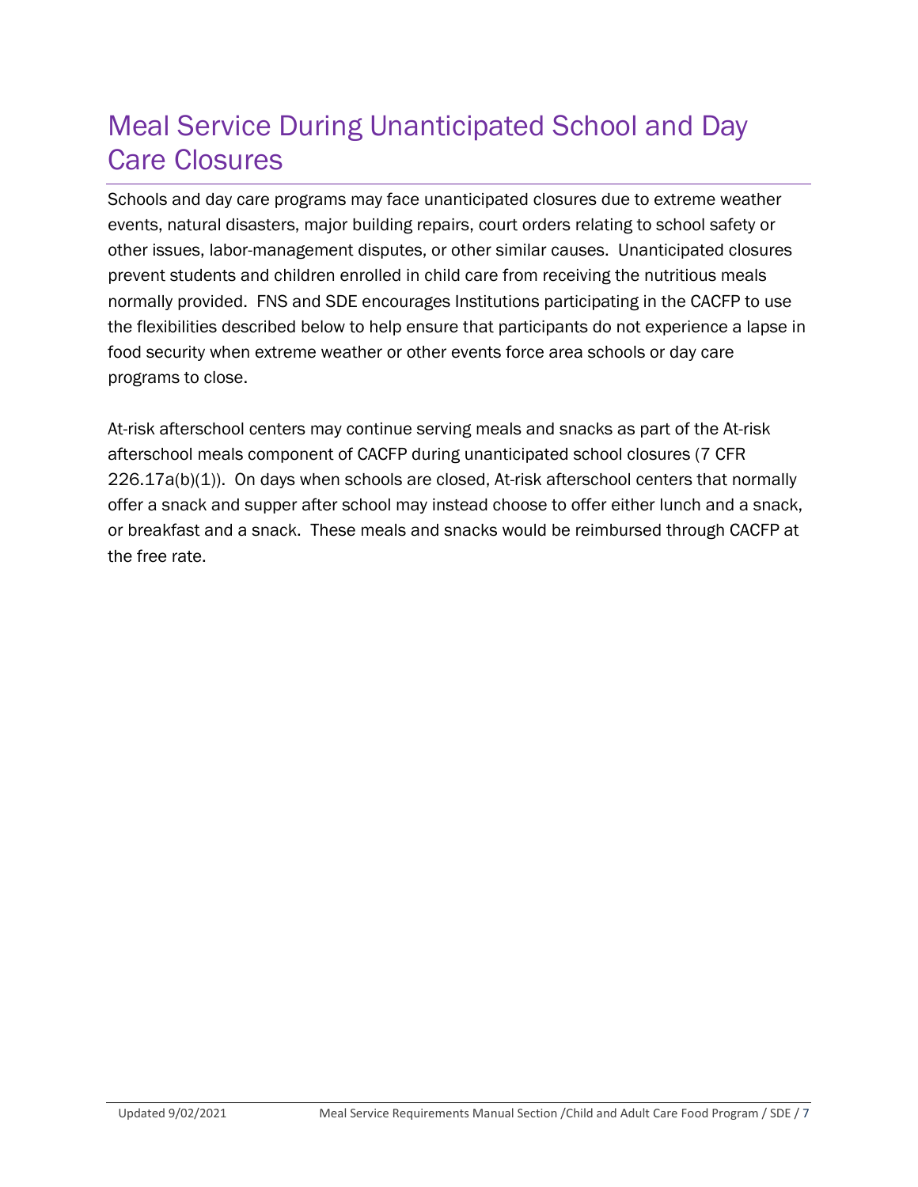# Meal Service During Unanticipated School and Day Care Closures

Schools and day care programs may face unanticipated closures due to extreme weather events, natural disasters, major building repairs, court orders relating to school safety or other issues, labor-management disputes, or other similar causes. Unanticipated closures prevent students and children enrolled in child care from receiving the nutritious meals normally provided. FNS and SDE encourages Institutions participating in the CACFP to use the flexibilities described below to help ensure that participants do not experience a lapse in food security when extreme weather or other events force area schools or day care programs to close.

At-risk afterschool centers may continue serving meals and snacks as part of the At-risk afterschool meals component of CACFP during unanticipated school closures (7 CFR 226.17a(b)(1)). On days when schools are closed, At-risk afterschool centers that normally offer a snack and supper after school may instead choose to offer either lunch and a snack, or breakfast and a snack. These meals and snacks would be reimbursed through CACFP at the free rate.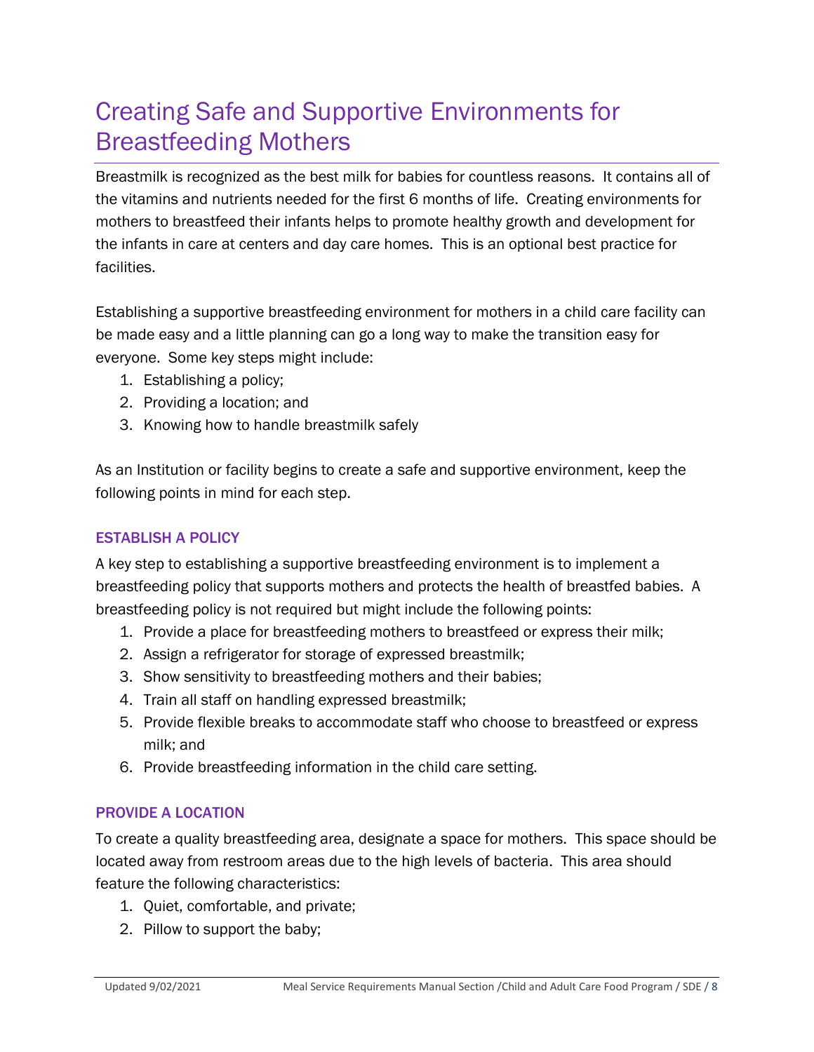# Creating Safe and Supportive Environments for Breastfeeding Mothers

Breastmilk is recognized as the best milk for babies for countless reasons. It contains all of the vitamins and nutrients needed for the first 6 months of life. Creating environments for mothers to breastfeed their infants helps to promote healthy growth and development for the infants in care at centers and day care homes. This is an optional best practice for facilities.

Establishing a supportive breastfeeding environment for mothers in a child care facility can be made easy and a little planning can go a long way to make the transition easy for everyone. Some key steps might include:

1. Establishing a policy;
2. Providing a location; and
3. Knowing how to handle breastmilk safely

As an Institution or facility begins to create a safe and supportive environment, keep the following points in mind for each step.

### ESTABLISH A POLICY

A key step to establishing a supportive breastfeeding environment is to implement a breastfeeding policy that supports mothers and protects the health of breastfed babies. A breastfeeding policy is not required but might include the following points:

1. Provide a place for breastfeeding mothers to breastfeed or express their milk;
2. Assign a refrigerator for storage of expressed breastmilk;
3. Show sensitivity to breastfeeding mothers and their babies;
4. Train all staff on handling expressed breastmilk;
5. Provide flexible breaks to accommodate staff who choose to breastfeed or express milk; and
6. Provide breastfeeding information in the child care setting.

### PROVIDE A LOCATION

To create a quality breastfeeding area, designate a space for mothers. This space should be located away from restroom areas due to the high levels of bacteria. This area should feature the following characteristics:

1. Quiet, comfortable, and private;
2. Pillow to support the baby;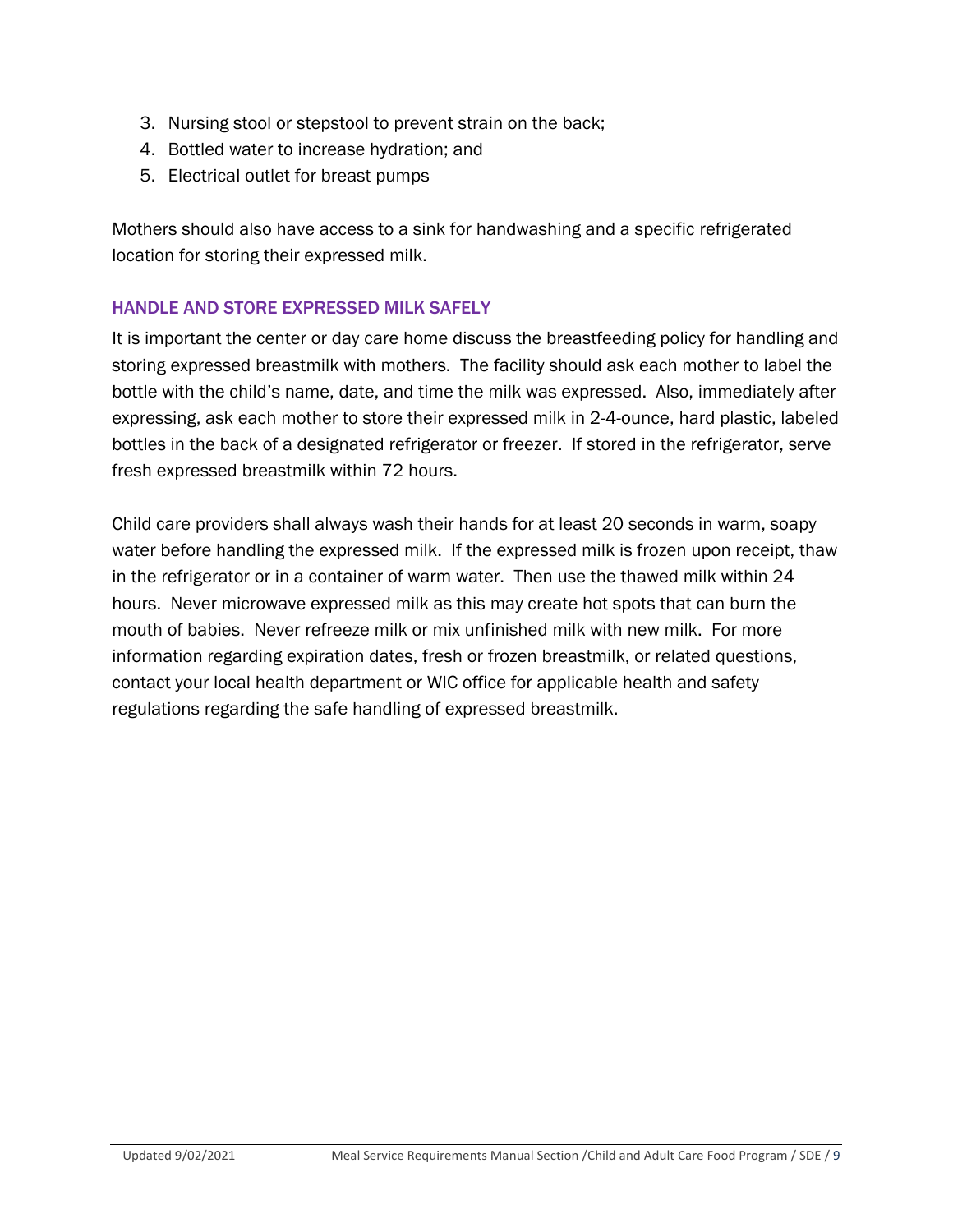3. Nursing stool or stepstool to prevent strain on the back;
4. Bottled water to increase hydration; and
5. Electrical outlet for breast pumps

Mothers should also have access to a sink for handwashing and a specific refrigerated location for storing their expressed milk.

### HANDLE AND STORE EXPRESSED MILK SAFELY

It is important the center or day care home discuss the breastfeeding policy for handling and storing expressed breastmilk with mothers. The facility should ask each mother to label the bottle with the child's name, date, and time the milk was expressed. Also, immediately after expressing, ask each mother to store their expressed milk in 2-4-ounce, hard plastic, labeled bottles in the back of a designated refrigerator or freezer. If stored in the refrigerator, serve fresh expressed breastmilk within 72 hours.

Child care providers shall always wash their hands for at least 20 seconds in warm, soapy water before handling the expressed milk. If the expressed milk is frozen upon receipt, thaw in the refrigerator or in a container of warm water. Then use the thawed milk within 24 hours. Never microwave expressed milk as this may create hot spots that can burn the mouth of babies. Never refreeze milk or mix unfinished milk with new milk. For more information regarding expiration dates, fresh or frozen breastmilk, or related questions, contact your local health department or WIC office for applicable health and safety regulations regarding the safe handling of expressed breastmilk.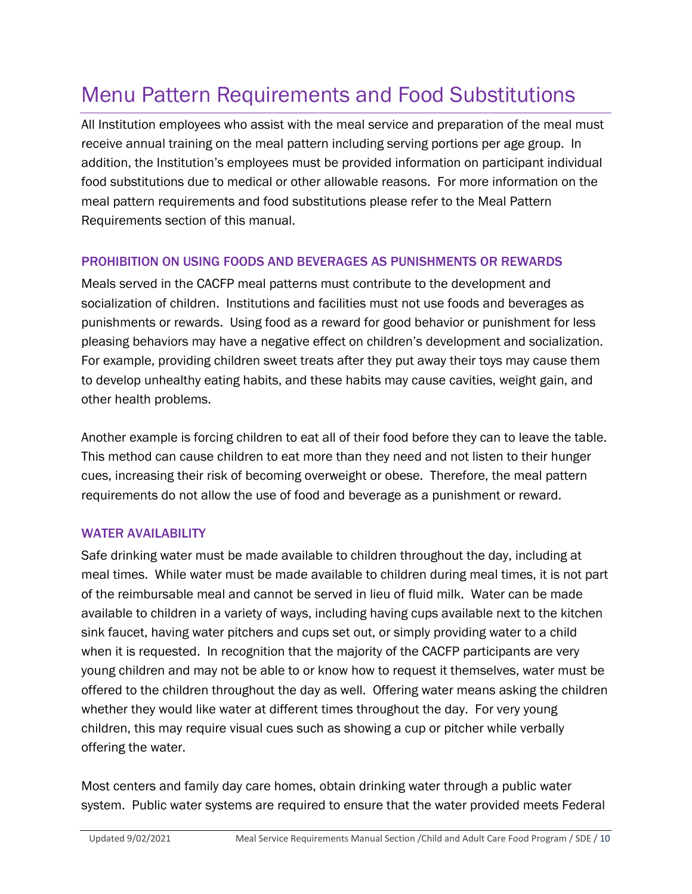# Menu Pattern Requirements and Food Substitutions

All Institution employees who assist with the meal service and preparation of the meal must receive annual training on the meal pattern including serving portions per age group. In addition, the Institution's employees must be provided information on participant individual food substitutions due to medical or other allowable reasons. For more information on the meal pattern requirements and food substitutions please refer to the Meal Pattern Requirements section of this manual.

### PROHIBITION ON USING FOODS AND BEVERAGES AS PUNISHMENTS OR REWARDS

Meals served in the CACFP meal patterns must contribute to the development and socialization of children. Institutions and facilities must not use foods and beverages as punishments or rewards. Using food as a reward for good behavior or punishment for less pleasing behaviors may have a negative effect on children's development and socialization. For example, providing children sweet treats after they put away their toys may cause them to develop unhealthy eating habits, and these habits may cause cavities, weight gain, and other health problems.

Another example is forcing children to eat all of their food before they can to leave the table. This method can cause children to eat more than they need and not listen to their hunger cues, increasing their risk of becoming overweight or obese. Therefore, the meal pattern requirements do not allow the use of food and beverage as a punishment or reward.

### WATER AVAILABILITY

Safe drinking water must be made available to children throughout the day, including at meal times. While water must be made available to children during meal times, it is not part of the reimbursable meal and cannot be served in lieu of fluid milk. Water can be made available to children in a variety of ways, including having cups available next to the kitchen sink faucet, having water pitchers and cups set out, or simply providing water to a child when it is requested. In recognition that the majority of the CACFP participants are very young children and may not be able to or know how to request it themselves, water must be offered to the children throughout the day as well. Offering water means asking the children whether they would like water at different times throughout the day. For very young children, this may require visual cues such as showing a cup or pitcher while verbally offering the water.

Most centers and family day care homes, obtain drinking water through a public water system. Public water systems are required to ensure that the water provided meets Federal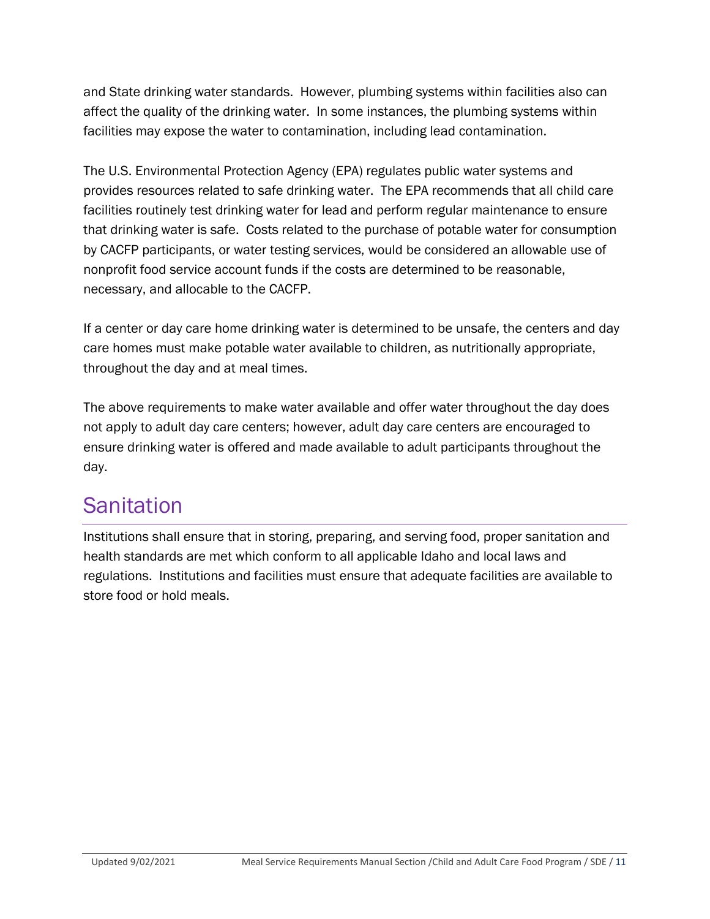and State drinking water standards. However, plumbing systems within facilities also can affect the quality of the drinking water. In some instances, the plumbing systems within facilities may expose the water to contamination, including lead contamination.

The U.S. Environmental Protection Agency (EPA) regulates public water systems and provides resources related to safe drinking water. The EPA recommends that all child care facilities routinely test drinking water for lead and perform regular maintenance to ensure that drinking water is safe. Costs related to the purchase of potable water for consumption by CACFP participants, or water testing services, would be considered an allowable use of nonprofit food service account funds if the costs are determined to be reasonable, necessary, and allocable to the CACFP.

If a center or day care home drinking water is determined to be unsafe, the centers and day care homes must make potable water available to children, as nutritionally appropriate, throughout the day and at meal times.

The above requirements to make water available and offer water throughout the day does not apply to adult day care centers; however, adult day care centers are encouraged to ensure drinking water is offered and made available to adult participants throughout the day.

## Sanitation

Institutions shall ensure that in storing, preparing, and serving food, proper sanitation and health standards are met which conform to all applicable Idaho and local laws and regulations. Institutions and facilities must ensure that adequate facilities are available to store food or hold meals.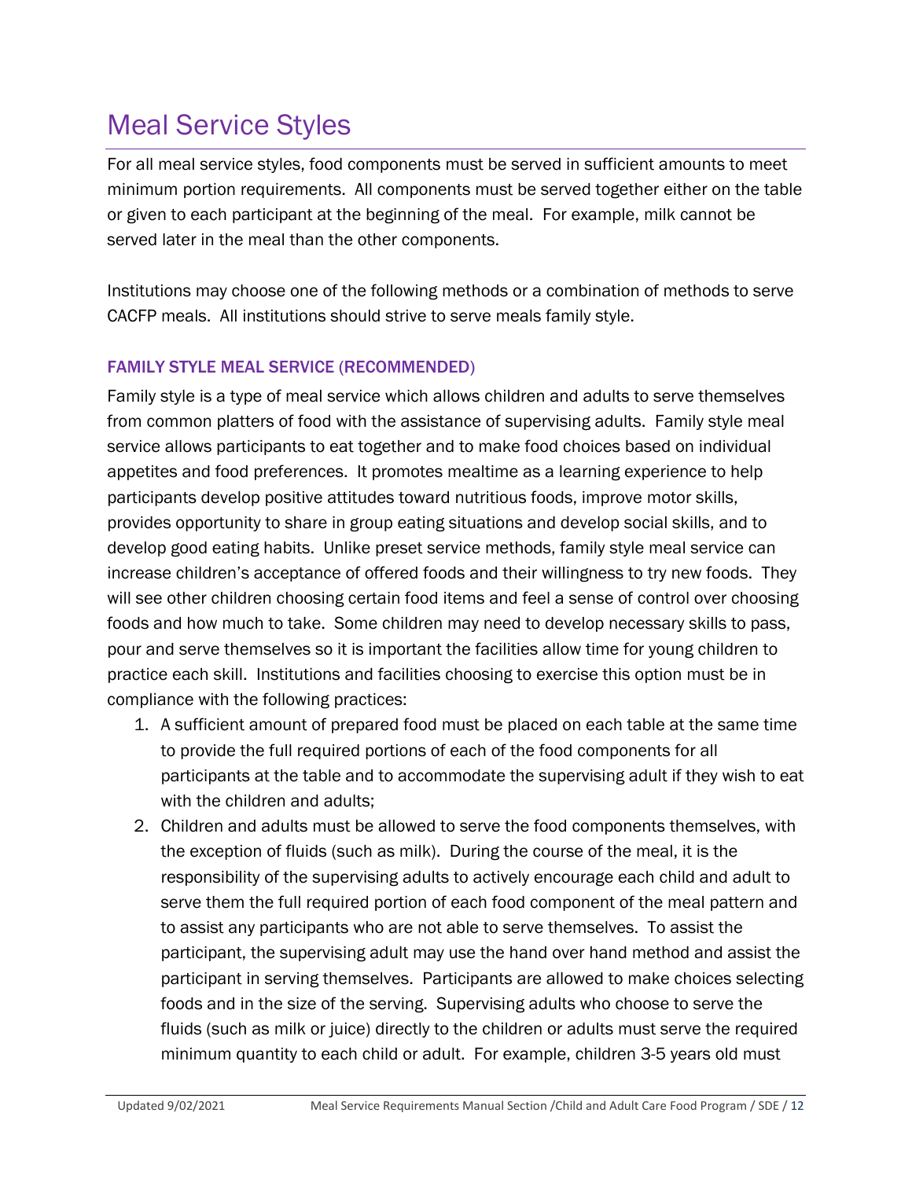# Meal Service Styles

For all meal service styles, food components must be served in sufficient amounts to meet minimum portion requirements. All components must be served together either on the table or given to each participant at the beginning of the meal. For example, milk cannot be served later in the meal than the other components.

Institutions may choose one of the following methods or a combination of methods to serve CACFP meals. All institutions should strive to serve meals family style.

### FAMILY STYLE MEAL SERVICE (RECOMMENDED)

Family style is a type of meal service which allows children and adults to serve themselves from common platters of food with the assistance of supervising adults. Family style meal service allows participants to eat together and to make food choices based on individual appetites and food preferences. It promotes mealtime as a learning experience to help participants develop positive attitudes toward nutritious foods, improve motor skills, provides opportunity to share in group eating situations and develop social skills, and to develop good eating habits. Unlike preset service methods, family style meal service can increase children's acceptance of offered foods and their willingness to try new foods. They will see other children choosing certain food items and feel a sense of control over choosing foods and how much to take. Some children may need to develop necessary skills to pass, pour and serve themselves so it is important the facilities allow time for young children to practice each skill. Institutions and facilities choosing to exercise this option must be in compliance with the following practices:

1. A sufficient amount of prepared food must be placed on each table at the same time to provide the full required portions of each of the food components for all participants at the table and to accommodate the supervising adult if they wish to eat with the children and adults;
2. Children and adults must be allowed to serve the food components themselves, with the exception of fluids (such as milk). During the course of the meal, it is the responsibility of the supervising adults to actively encourage each child and adult to serve them the full required portion of each food component of the meal pattern and to assist any participants who are not able to serve themselves. To assist the participant, the supervising adult may use the hand over hand method and assist the participant in serving themselves. Participants are allowed to make choices selecting foods and in the size of the serving. Supervising adults who choose to serve the fluids (such as milk or juice) directly to the children or adults must serve the required minimum quantity to each child or adult. For example, children 3-5 years old must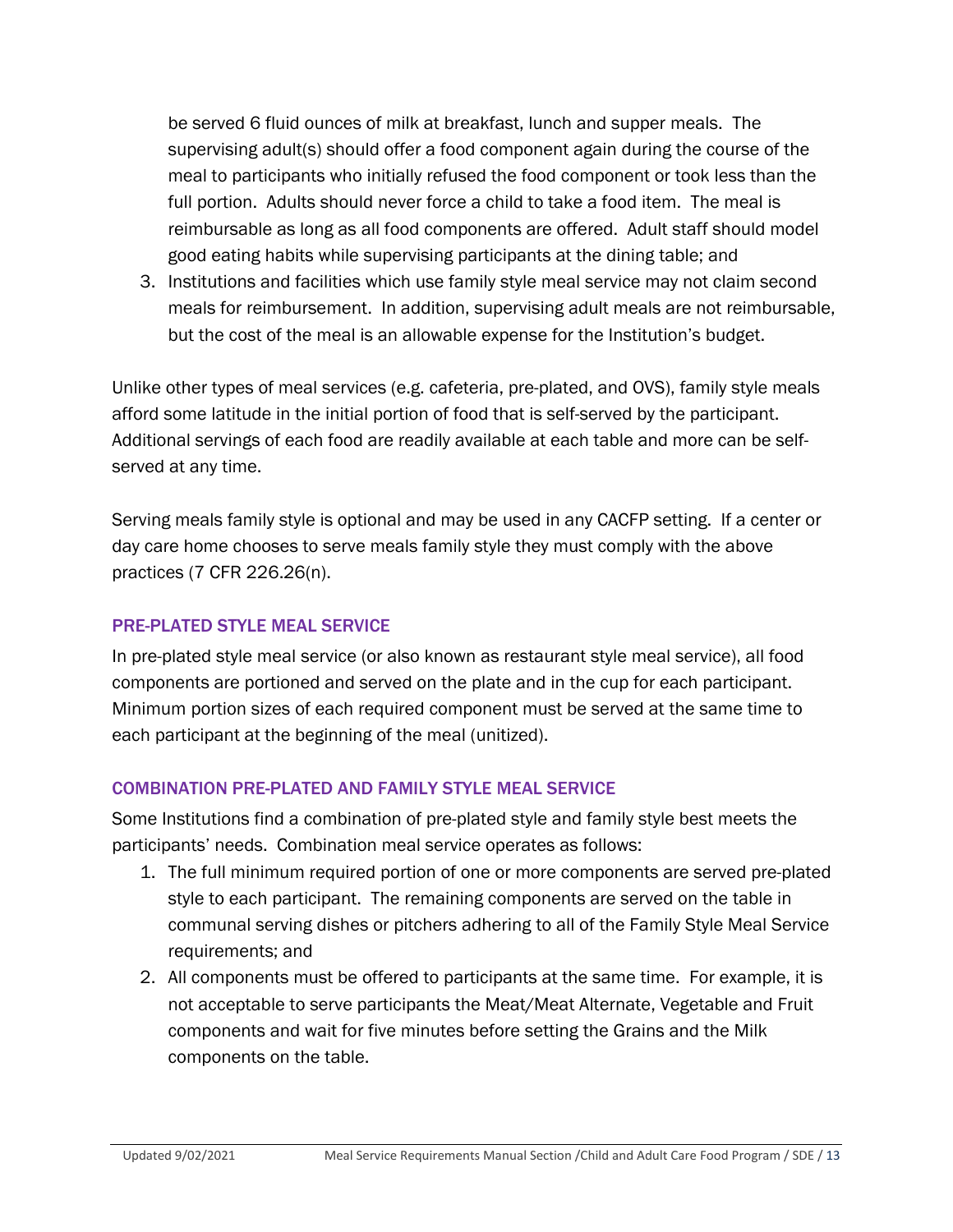be served 6 fluid ounces of milk at breakfast, lunch and supper meals. The supervising adult(s) should offer a food component again during the course of the meal to participants who initially refused the food component or took less than the full portion. Adults should never force a child to take a food item. The meal is reimbursable as long as all food components are offered. Adult staff should model good eating habits while supervising participants at the dining table; and

3. Institutions and facilities which use family style meal service may not claim second meals for reimbursement. In addition, supervising adult meals are not reimbursable, but the cost of the meal is an allowable expense for the Institution's budget.

Unlike other types of meal services (e.g. cafeteria, pre-plated, and OVS), family style meals afford some latitude in the initial portion of food that is self-served by the participant. Additional servings of each food are readily available at each table and more can be self-served at any time.

Serving meals family style is optional and may be used in any CACFP setting. If a center or day care home chooses to serve meals family style they must comply with the above practices (7 CFR 226.26(n).

### PRE-PLATED STYLE MEAL SERVICE

In pre-plated style meal service (or also known as restaurant style meal service), all food components are portioned and served on the plate and in the cup for each participant. Minimum portion sizes of each required component must be served at the same time to each participant at the beginning of the meal (unitized).

### COMBINATION PRE-PLATED AND FAMILY STYLE MEAL SERVICE

Some Institutions find a combination of pre-plated style and family style best meets the participants' needs. Combination meal service operates as follows:

1. The full minimum required portion of one or more components are served pre-plated style to each participant. The remaining components are served on the table in communal serving dishes or pitchers adhering to all of the Family Style Meal Service requirements; and
2. All components must be offered to participants at the same time. For example, it is not acceptable to serve participants the Meat/Meat Alternate, Vegetable and Fruit components and wait for five minutes before setting the Grains and the Milk components on the table.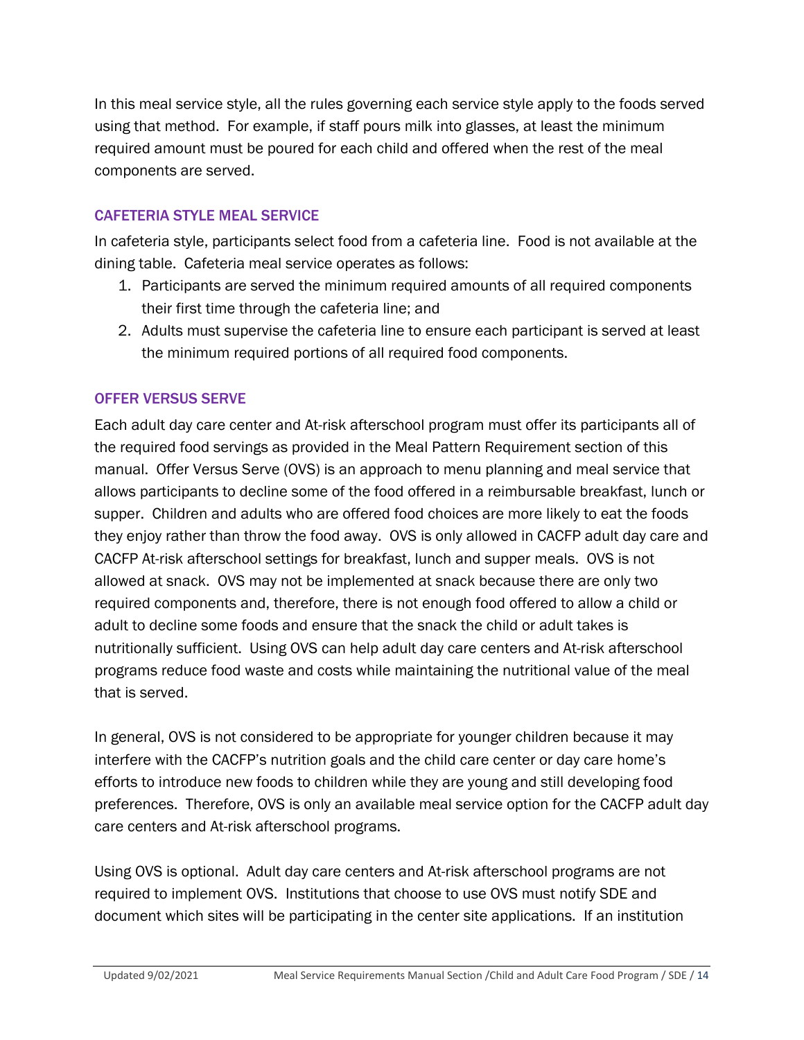In this meal service style, all the rules governing each service style apply to the foods served using that method. For example, if staff pours milk into glasses, at least the minimum required amount must be poured for each child and offered when the rest of the meal components are served.

### CAFETERIA STYLE MEAL SERVICE

In cafeteria style, participants select food from a cafeteria line. Food is not available at the dining table. Cafeteria meal service operates as follows:

1. Participants are served the minimum required amounts of all required components their first time through the cafeteria line; and
2. Adults must supervise the cafeteria line to ensure each participant is served at least the minimum required portions of all required food components.

### OFFER VERSUS SERVE

Each adult day care center and At-risk afterschool program must offer its participants all of the required food servings as provided in the Meal Pattern Requirement section of this manual. Offer Versus Serve (OVS) is an approach to menu planning and meal service that allows participants to decline some of the food offered in a reimbursable breakfast, lunch or supper. Children and adults who are offered food choices are more likely to eat the foods they enjoy rather than throw the food away. OVS is only allowed in CACFP adult day care and CACFP At-risk afterschool settings for breakfast, lunch and supper meals. OVS is not allowed at snack. OVS may not be implemented at snack because there are only two required components and, therefore, there is not enough food offered to allow a child or adult to decline some foods and ensure that the snack the child or adult takes is nutritionally sufficient. Using OVS can help adult day care centers and At-risk afterschool programs reduce food waste and costs while maintaining the nutritional value of the meal that is served.

In general, OVS is not considered to be appropriate for younger children because it may interfere with the CACFP's nutrition goals and the child care center or day care home's efforts to introduce new foods to children while they are young and still developing food preferences. Therefore, OVS is only an available meal service option for the CACFP adult day care centers and At-risk afterschool programs.

Using OVS is optional. Adult day care centers and At-risk afterschool programs are not required to implement OVS. Institutions that choose to use OVS must notify SDE and document which sites will be participating in the center site applications. If an institution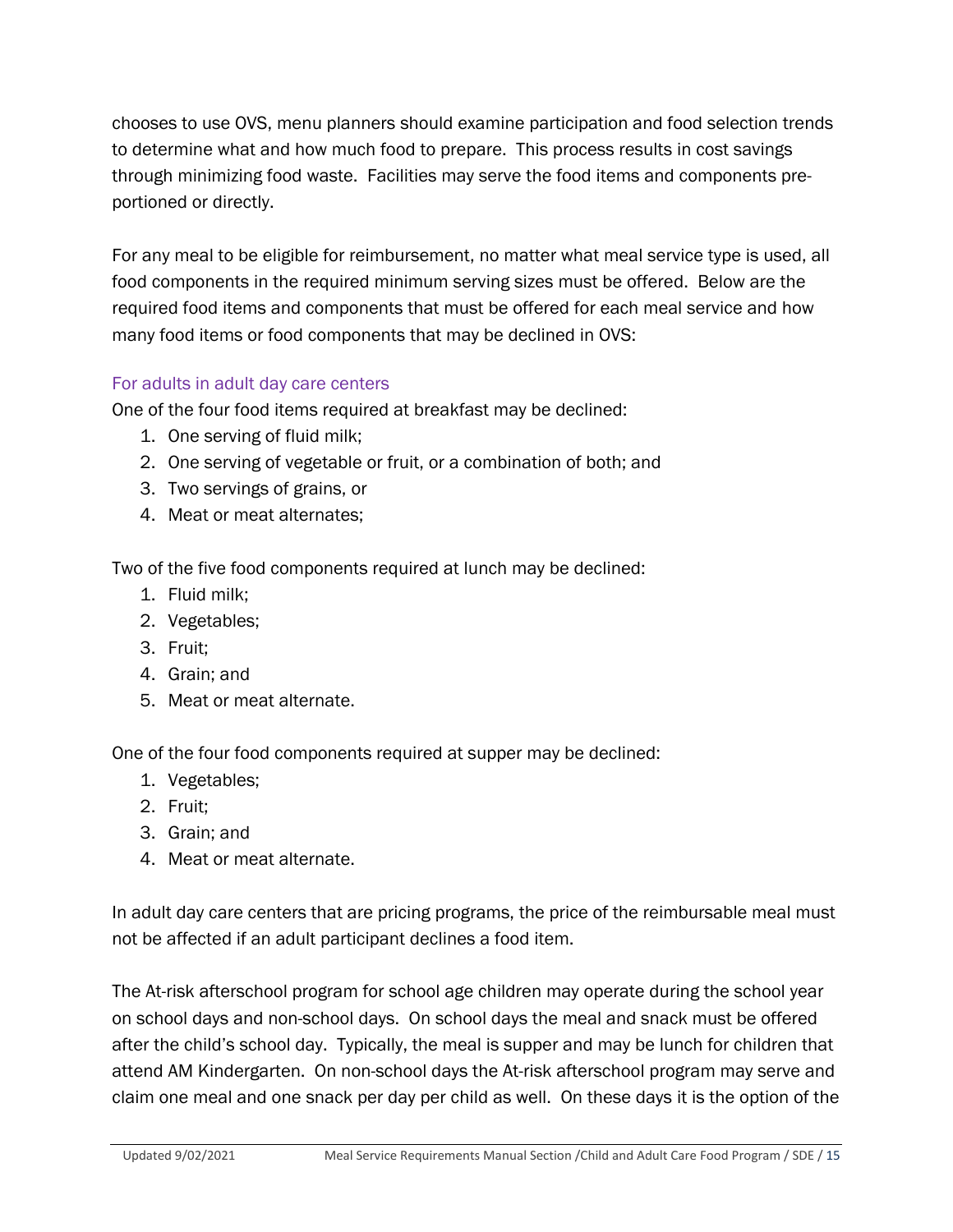chooses to use OVS, menu planners should examine participation and food selection trends to determine what and how much food to prepare. This process results in cost savings through minimizing food waste. Facilities may serve the food items and components pre-portioned or directly.

For any meal to be eligible for reimbursement, no matter what meal service type is used, all food components in the required minimum serving sizes must be offered. Below are the required food items and components that must be offered for each meal service and how many food items or food components that may be declined in OVS:

### For adults in adult day care centers

One of the four food items required at breakfast may be declined:

1. One serving of fluid milk;
2. One serving of vegetable or fruit, or a combination of both; and
3. Two servings of grains, or
4. Meat or meat alternates;

Two of the five food components required at lunch may be declined:

1. Fluid milk;
2. Vegetables;
3. Fruit;
4. Grain; and
5. Meat or meat alternate.

One of the four food components required at supper may be declined:

1. Vegetables;
2. Fruit;
3. Grain; and
4. Meat or meat alternate.

In adult day care centers that are pricing programs, the price of the reimbursable meal must not be affected if an adult participant declines a food item.

The At-risk afterschool program for school age children may operate during the school year on school days and non-school days. On school days the meal and snack must be offered after the child's school day. Typically, the meal is supper and may be lunch for children that attend AM Kindergarten. On non-school days the At-risk afterschool program may serve and claim one meal and one snack per day per child as well. On these days it is the option of the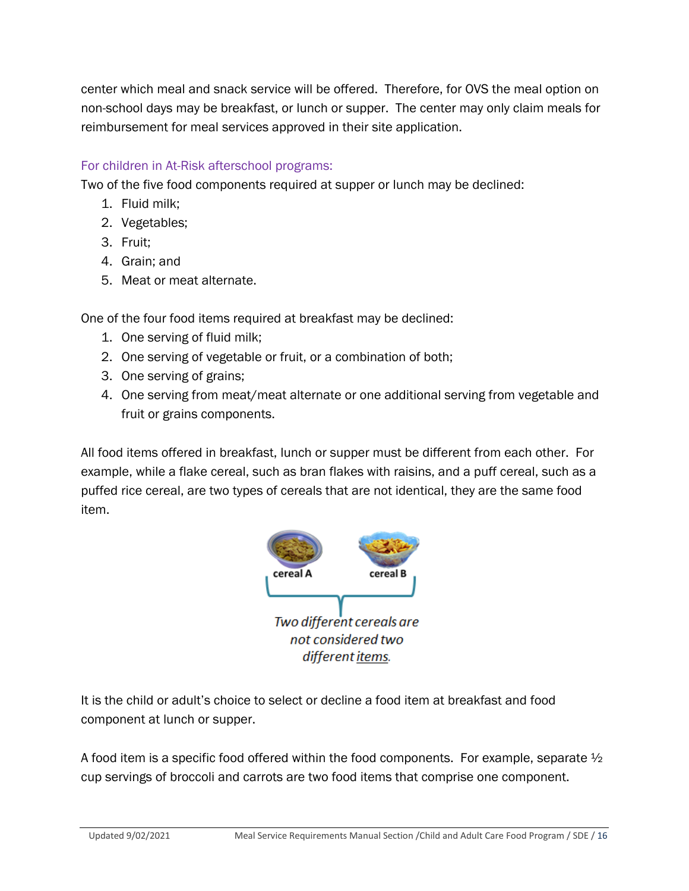center which meal and snack service will be offered. Therefore, for OVS the meal option on non-school days may be breakfast, or lunch or supper. The center may only claim meals for reimbursement for meal services approved in their site application.

### For children in At-Risk afterschool programs:

Two of the five food components required at supper or lunch may be declined:

1. Fluid milk;
2. Vegetables;
3. Fruit;
4. Grain; and
5. Meat or meat alternate.

One of the four food items required at breakfast may be declined:

1. One serving of fluid milk;
2. One serving of vegetable or fruit, or a combination of both;
3. One serving of grains;
4. One serving from meat/meat alternate or one additional serving from vegetable and fruit or grains components.

All food items offered in breakfast, lunch or supper must be different from each other. For example, while a flake cereal, such as bran flakes with raisins, and a puff cereal, such as a puffed rice cereal, are two types of cereals that are not identical, they are the same food item.

cereal A    cereal B

*Two different cereals are not considered two different items.*

It is the child or adult's choice to select or decline a food item at breakfast and food component at lunch or supper.

A food item is a specific food offered within the food components. For example, separate ½ cup servings of broccoli and carrots are two food items that comprise one component.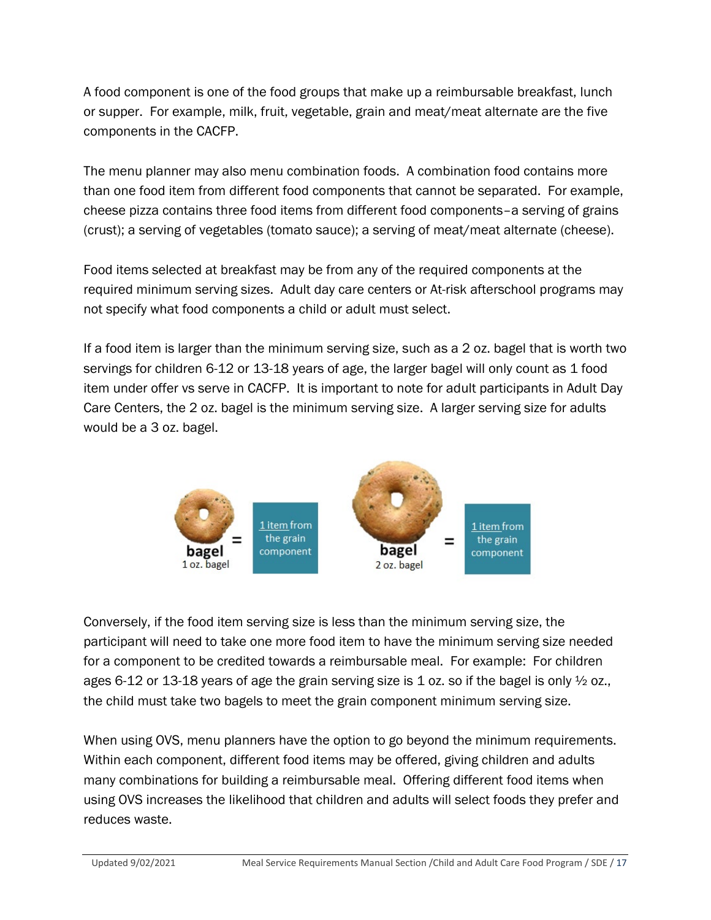A food component is one of the food groups that make up a reimbursable breakfast, lunch or supper. For example, milk, fruit, vegetable, grain and meat/meat alternate are the five components in the CACFP.

The menu planner may also menu combination foods. A combination food contains more than one food item from different food components that cannot be separated. For example, cheese pizza contains three food items from different food components–a serving of grains (crust); a serving of vegetables (tomato sauce); a serving of meat/meat alternate (cheese).

Food items selected at breakfast may be from any of the required components at the required minimum serving sizes. Adult day care centers or At-risk afterschool programs may not specify what food components a child or adult must select.

If a food item is larger than the minimum serving size, such as a 2 oz. bagel that is worth two servings for children 6-12 or 13-18 years of age, the larger bagel will only count as 1 food item under offer vs serve in CACFP. It is important to note for adult participants in Adult Day Care Centers, the 2 oz. bagel is the minimum serving size. A larger serving size for adults would be a 3 oz. bagel.

bagel 1 oz. bagel = 1 item from the grain component

bagel 2 oz. bagel = 1 item from the grain component

Conversely, if the food item serving size is less than the minimum serving size, the participant will need to take one more food item to have the minimum serving size needed for a component to be credited towards a reimbursable meal. For example: For children ages 6-12 or 13-18 years of age the grain serving size is 1 oz. so if the bagel is only ½ oz., the child must take two bagels to meet the grain component minimum serving size.

When using OVS, menu planners have the option to go beyond the minimum requirements. Within each component, different food items may be offered, giving children and adults many combinations for building a reimbursable meal. Offering different food items when using OVS increases the likelihood that children and adults will select foods they prefer and reduces waste.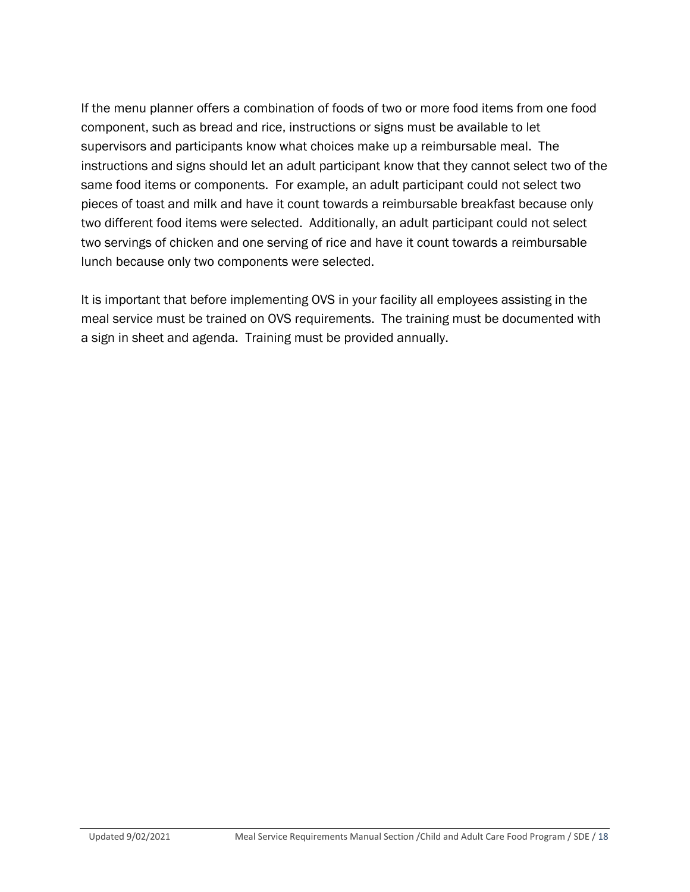If the menu planner offers a combination of foods of two or more food items from one food component, such as bread and rice, instructions or signs must be available to let supervisors and participants know what choices make up a reimbursable meal. The instructions and signs should let an adult participant know that they cannot select two of the same food items or components. For example, an adult participant could not select two pieces of toast and milk and have it count towards a reimbursable breakfast because only two different food items were selected. Additionally, an adult participant could not select two servings of chicken and one serving of rice and have it count towards a reimbursable lunch because only two components were selected.

It is important that before implementing OVS in your facility all employees assisting in the meal service must be trained on OVS requirements. The training must be documented with a sign in sheet and agenda. Training must be provided annually.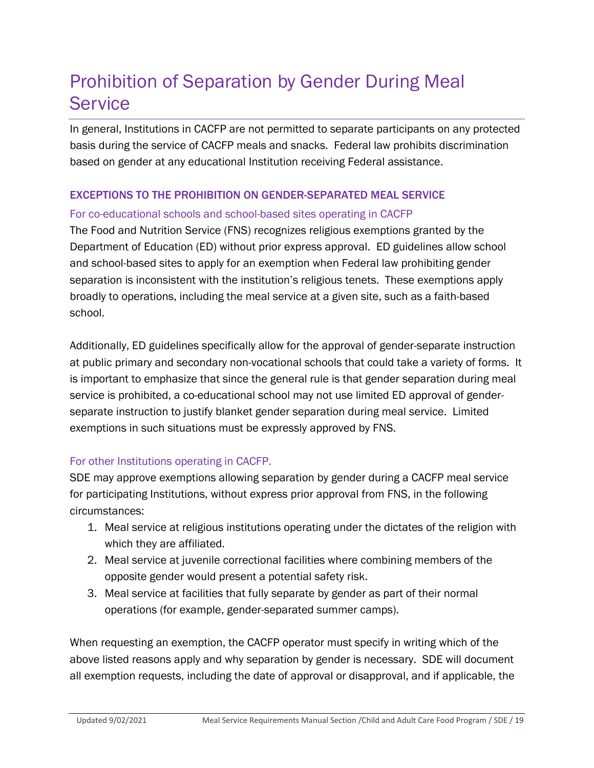# Prohibition of Separation by Gender During Meal Service

In general, Institutions in CACFP are not permitted to separate participants on any protected basis during the service of CACFP meals and snacks. Federal law prohibits discrimination based on gender at any educational Institution receiving Federal assistance.

## EXCEPTIONS TO THE PROHIBITION ON GENDER-SEPARATED MEAL SERVICE

### For co-educational schools and school-based sites operating in CACFP

The Food and Nutrition Service (FNS) recognizes religious exemptions granted by the Department of Education (ED) without prior express approval. ED guidelines allow school and school-based sites to apply for an exemption when Federal law prohibiting gender separation is inconsistent with the institution's religious tenets. These exemptions apply broadly to operations, including the meal service at a given site, such as a faith-based school.

Additionally, ED guidelines specifically allow for the approval of gender-separate instruction at public primary and secondary non-vocational schools that could take a variety of forms. It is important to emphasize that since the general rule is that gender separation during meal service is prohibited, a co-educational school may not use limited ED approval of gender-separate instruction to justify blanket gender separation during meal service. Limited exemptions in such situations must be expressly approved by FNS.

### For other Institutions operating in CACFP.

SDE may approve exemptions allowing separation by gender during a CACFP meal service for participating Institutions, without express prior approval from FNS, in the following circumstances:

1. Meal service at religious institutions operating under the dictates of the religion with which they are affiliated.
2. Meal service at juvenile correctional facilities where combining members of the opposite gender would present a potential safety risk.
3. Meal service at facilities that fully separate by gender as part of their normal operations (for example, gender-separated summer camps).

When requesting an exemption, the CACFP operator must specify in writing which of the above listed reasons apply and why separation by gender is necessary. SDE will document all exemption requests, including the date of approval or disapproval, and if applicable, the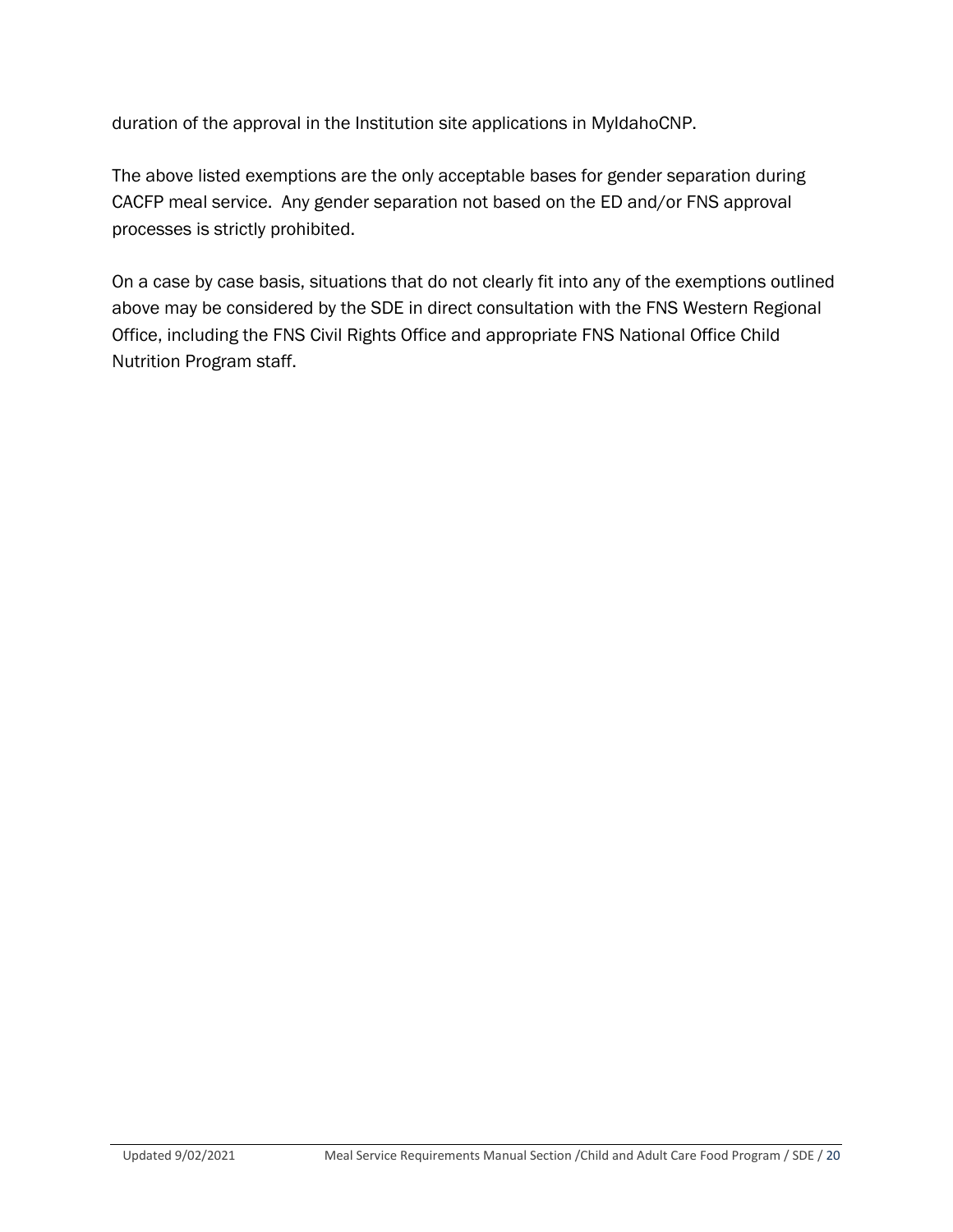duration of the approval in the Institution site applications in MyIdahoCNP.

The above listed exemptions are the only acceptable bases for gender separation during CACFP meal service. Any gender separation not based on the ED and/or FNS approval processes is strictly prohibited.

On a case by case basis, situations that do not clearly fit into any of the exemptions outlined above may be considered by the SDE in direct consultation with the FNS Western Regional Office, including the FNS Civil Rights Office and appropriate FNS National Office Child Nutrition Program staff.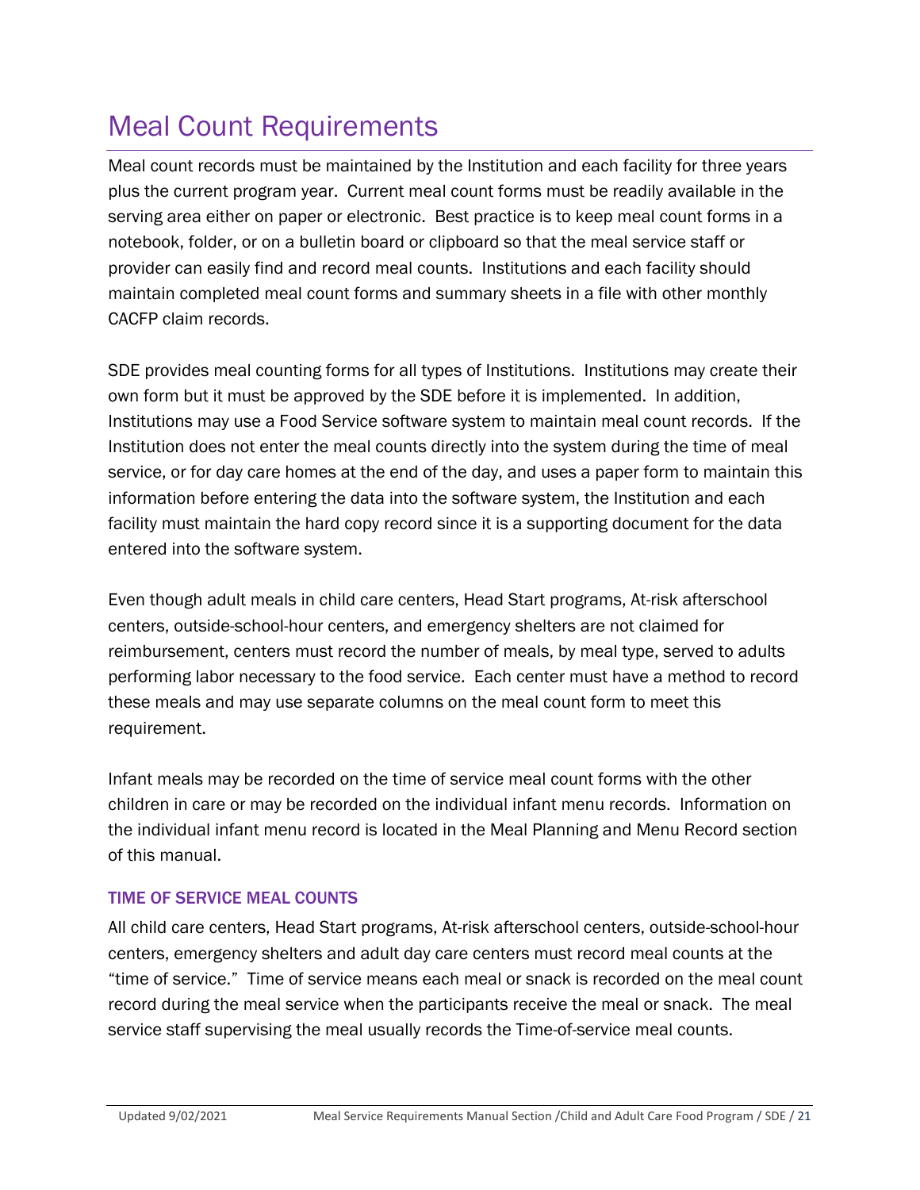# Meal Count Requirements

Meal count records must be maintained by the Institution and each facility for three years plus the current program year. Current meal count forms must be readily available in the serving area either on paper or electronic. Best practice is to keep meal count forms in a notebook, folder, or on a bulletin board or clipboard so that the meal service staff or provider can easily find and record meal counts. Institutions and each facility should maintain completed meal count forms and summary sheets in a file with other monthly CACFP claim records.

SDE provides meal counting forms for all types of Institutions. Institutions may create their own form but it must be approved by the SDE before it is implemented. In addition, Institutions may use a Food Service software system to maintain meal count records. If the Institution does not enter the meal counts directly into the system during the time of meal service, or for day care homes at the end of the day, and uses a paper form to maintain this information before entering the data into the software system, the Institution and each facility must maintain the hard copy record since it is a supporting document for the data entered into the software system.

Even though adult meals in child care centers, Head Start programs, At-risk afterschool centers, outside-school-hour centers, and emergency shelters are not claimed for reimbursement, centers must record the number of meals, by meal type, served to adults performing labor necessary to the food service. Each center must have a method to record these meals and may use separate columns on the meal count form to meet this requirement.

Infant meals may be recorded on the time of service meal count forms with the other children in care or may be recorded on the individual infant menu records. Information on the individual infant menu record is located in the Meal Planning and Menu Record section of this manual.

### TIME OF SERVICE MEAL COUNTS

All child care centers, Head Start programs, At-risk afterschool centers, outside-school-hour centers, emergency shelters and adult day care centers must record meal counts at the "time of service." Time of service means each meal or snack is recorded on the meal count record during the meal service when the participants receive the meal or snack. The meal service staff supervising the meal usually records the Time-of-service meal counts.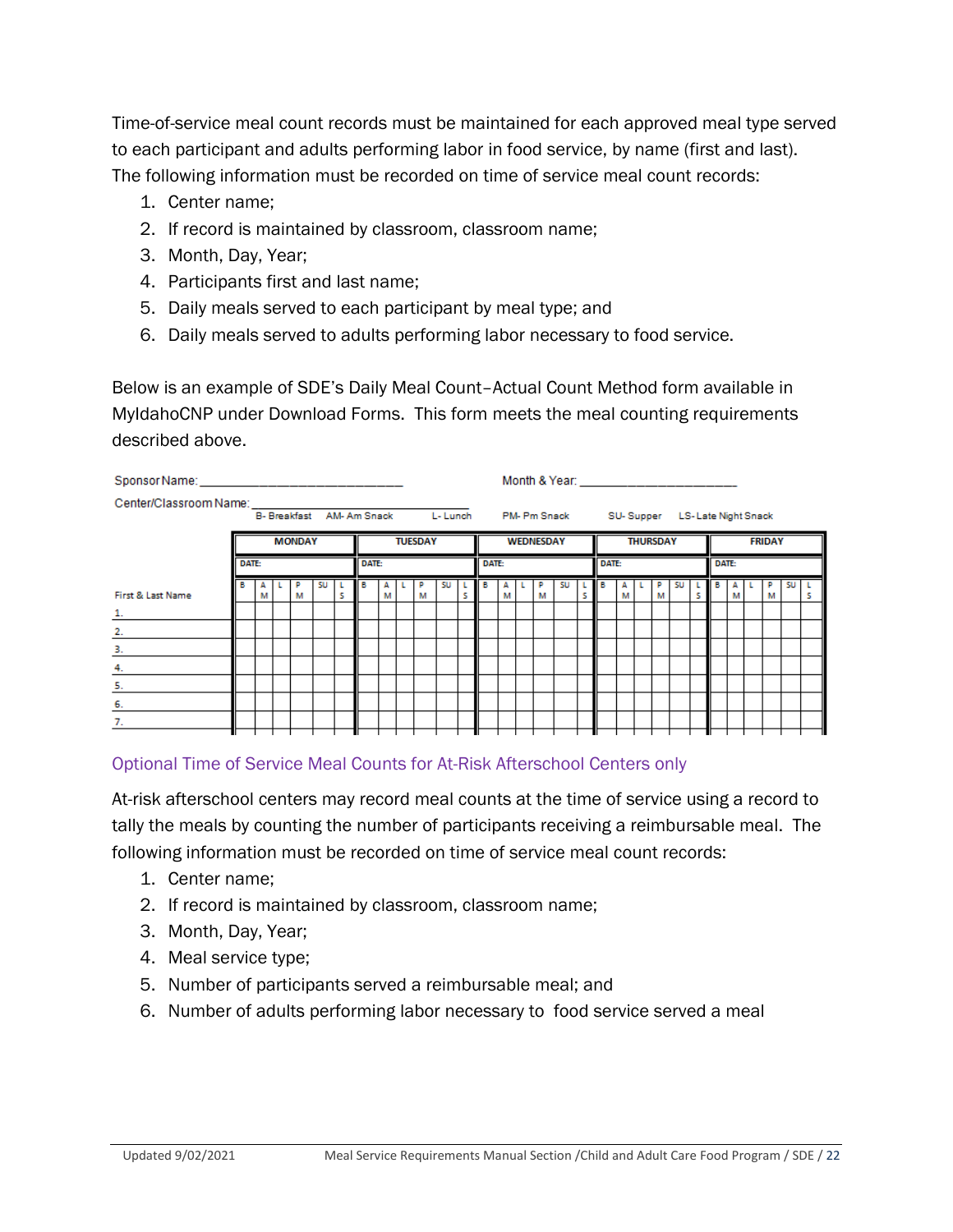Time-of-service meal count records must be maintained for each approved meal type served to each participant and adults performing labor in food service, by name (first and last). The following information must be recorded on time of service meal count records:

1. Center name;
2. If record is maintained by classroom, classroom name;
3. Month, Day, Year;
4. Participants first and last name;
5. Daily meals served to each participant by meal type; and
6. Daily meals served to adults performing labor necessary to food service.

Below is an example of SDE's Daily Meal Count–Actual Count Method form available in MyIdahoCNP under Download Forms. This form meets the meal counting requirements described above.

Sponsor Name: ___________________________ Month & Year: ____________________

Center/Classroom Name: ___________________________

B- Breakfast AM- Am Snack L- Lunch PM- Pm Snack SU- Supper LS- Late Night Snack

| | MONDAY | | | | | | TUESDAY | | | | | | WEDNESDAY | | | | | | THURSDAY | | | | | | FRIDAY | | | | | |
|---|---|---|---|---|---|---|---|---|---|---|---|---|---|---|---|---|---|---|---|---|---|---|---|---|---|---|---|---|---|---|
| | DATE: | | | | | | DATE: | | | | | | DATE: | | | | | | DATE: | | | | | | DATE: | | | | | |
| First & Last Name | B | AM | L | PM | SU | LS | B | AM | L | PM | SU | LS | B | AM | L | PM | SU | LS | B | AM | L | PM | SU | LS | B | AM | L | PM | SU | LS |
| 1. | | | | | | | | | | | | | | | | | | | | | | | | | | | | | | |
| 2. | | | | | | | | | | | | | | | | | | | | | | | | | | | | | | |
| 3. | | | | | | | | | | | | | | | | | | | | | | | | | | | | | | |
| 4. | | | | | | | | | | | | | | | | | | | | | | | | | | | | | | |
| 5. | | | | | | | | | | | | | | | | | | | | | | | | | | | | | | |
| 6. | | | | | | | | | | | | | | | | | | | | | | | | | | | | | | |
| 7. | | | | | | | | | | | | | | | | | | | | | | | | | | | | | | |

### Optional Time of Service Meal Counts for At-Risk Afterschool Centers only

At-risk afterschool centers may record meal counts at the time of service using a record to tally the meals by counting the number of participants receiving a reimbursable meal. The following information must be recorded on time of service meal count records:

1. Center name;
2. If record is maintained by classroom, classroom name;
3. Month, Day, Year;
4. Meal service type;
5. Number of participants served a reimbursable meal; and
6. Number of adults performing labor necessary to food service served a meal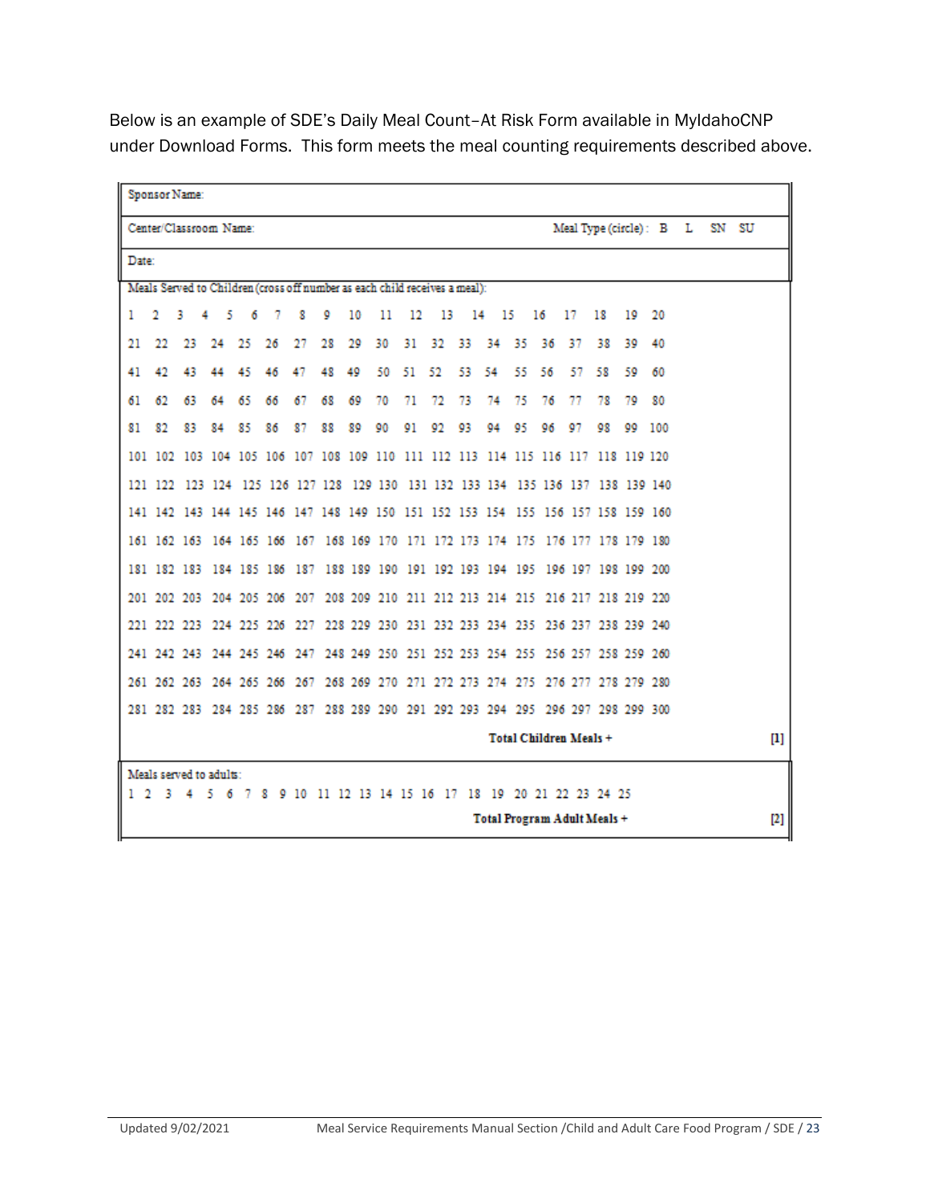Below is an example of SDE's Daily Meal Count–At Risk Form available in MyIdahoCNP under Download Forms. This form meets the meal counting requirements described above.

| | |
|---|---|
| Sponsor Name: | |
| Center/Classroom Name: | Meal Type (circle): B L SN SU |
| Date: | |
| Meals Served to Children (cross off number as each child receives a meal): | |
| 1 2 3 4 5 6 7 8 9 10 11 12 13 14 15 16 17 18 19 20 | |
| 21 22 23 24 25 26 27 28 29 30 31 32 33 34 35 36 37 38 39 40 | |
| 41 42 43 44 45 46 47 48 49 50 51 52 53 54 55 56 57 58 59 60 | |
| 61 62 63 64 65 66 67 68 69 70 71 72 73 74 75 76 77 78 79 80 | |
| 81 82 83 84 85 86 87 88 89 90 91 92 93 94 95 96 97 98 99 100 | |
| 101 102 103 104 105 106 107 108 109 110 111 112 113 114 115 116 117 118 119 120 | |
| 121 122 123 124 125 126 127 128 129 130 131 132 133 134 135 136 137 138 139 140 | |
| 141 142 143 144 145 146 147 148 149 150 151 152 153 154 155 156 157 158 159 160 | |
| 161 162 163 164 165 166 167 168 169 170 171 172 173 174 175 176 177 178 179 180 | |
| 181 182 183 184 185 186 187 188 189 190 191 192 193 194 195 196 197 198 199 200 | |
| 201 202 203 204 205 206 207 208 209 210 211 212 213 214 215 216 217 218 219 220 | |
| 221 222 223 224 225 226 227 228 229 230 231 232 233 234 235 236 237 238 239 240 | |
| 241 242 243 244 245 246 247 248 249 250 251 252 253 254 255 256 257 258 259 260 | |
| 261 262 263 264 265 266 267 268 269 270 271 272 273 274 275 276 277 278 279 280 | |
| 281 282 283 284 285 286 287 288 289 290 291 292 293 294 295 296 297 298 299 300 | |
| Total Children Meals + | [1] |
| Meals served to adults: | |
| 1 2 3 4 5 6 7 8 9 10 11 12 13 14 15 16 17 18 19 20 21 22 23 24 25 | |
| Total Program Adult Meals + | [2] |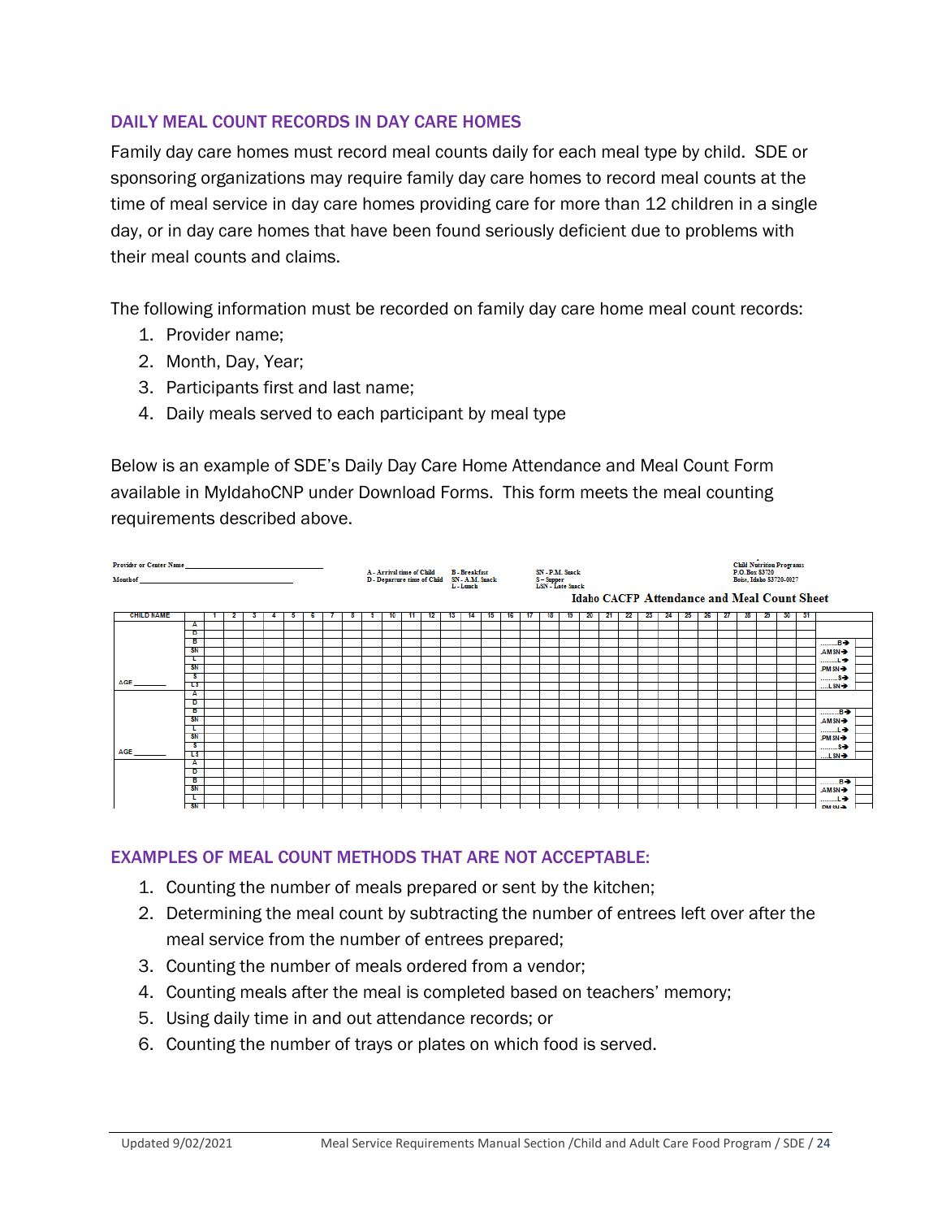## DAILY MEAL COUNT RECORDS IN DAY CARE HOMES

Family day care homes must record meal counts daily for each meal type by child. SDE or sponsoring organizations may require family day care homes to record meal counts at the time of meal service in day care homes providing care for more than 12 children in a single day, or in day care homes that have been found seriously deficient due to problems with their meal counts and claims.

The following information must be recorded on family day care home meal count records:

1. Provider name;
2. Month, Day, Year;
3. Participants first and last name;
4. Daily meals served to each participant by meal type

Below is an example of SDE's Daily Day Care Home Attendance and Meal Count Form available in MyIdahoCNP under Download Forms. This form meets the meal counting requirements described above.

Provider or Center Name ____________________

Month of ____________________

A - Arrival time of Child  
D - Departure time of Child  
B - Breakfast  
SN - A.M. Snack  
L - Lunch  
SN - P.M. Snack  
S – Supper  
LSN - Late Snack

Child Nutrition Programs  
P.O. Box 83720  
Boise, Idaho 83720-0027

**Idaho CACFP Attendance and Meal Count Sheet**

| CHILD NAME | | 1 | 2 | 3 | 4 | 5 | 6 | 7 | 8 | 9 | 10 | 11 | 12 | 13 | 14 | 15 | 16 | 17 | 18 | 19 | 20 | 21 | 22 | 23 | 24 | 25 | 26 | 27 | 28 | 29 | 30 | 31 | |
|---|---|---|---|---|---|---|---|---|---|---|---|---|---|---|---|---|---|---|---|---|---|---|---|---|---|---|---|---|---|---|---|---|---|
| | A | | | | | | | | | | | | | | | | | | | | | | | | | | | | | | | | |
| | D | | | | | | | | | | | | | | | | | | | | | | | | | | | | | | | | |
| | B | | | | | | | | | | | | | | | | | | | | | | | | | | | | | | | | ..........B➔ |
| | SN | | | | | | | | | | | | | | | | | | | | | | | | | | | | | | | | .AM SN➔ |
| | L | | | | | | | | | | | | | | | | | | | | | | | | | | | | | | | | ..........L➔ |
| | SN | | | | | | | | | | | | | | | | | | | | | | | | | | | | | | | | .PM SN➔ |
| | S | | | | | | | | | | | | | | | | | | | | | | | | | | | | | | | | ..........S➔ |
| AGE _______ | LS | | | | | | | | | | | | | | | | | | | | | | | | | | | | | | | | .....LSN➔ |

## EXAMPLES OF MEAL COUNT METHODS THAT ARE NOT ACCEPTABLE:

1. Counting the number of meals prepared or sent by the kitchen;
2. Determining the meal count by subtracting the number of entrees left over after the meal service from the number of entrees prepared;
3. Counting the number of meals ordered from a vendor;
4. Counting meals after the meal is completed based on teachers' memory;
5. Using daily time in and out attendance records; or
6. Counting the number of trays or plates on which food is served.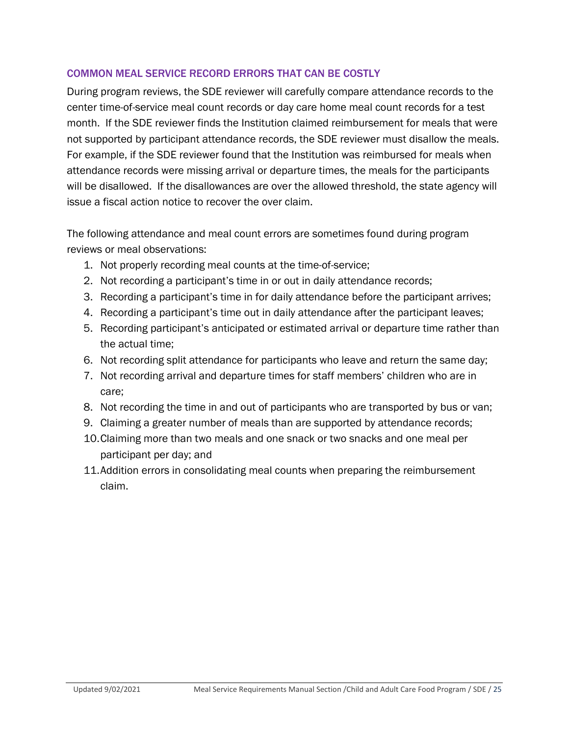## COMMON MEAL SERVICE RECORD ERRORS THAT CAN BE COSTLY

During program reviews, the SDE reviewer will carefully compare attendance records to the center time-of-service meal count records or day care home meal count records for a test month. If the SDE reviewer finds the Institution claimed reimbursement for meals that were not supported by participant attendance records, the SDE reviewer must disallow the meals. For example, if the SDE reviewer found that the Institution was reimbursed for meals when attendance records were missing arrival or departure times, the meals for the participants will be disallowed. If the disallowances are over the allowed threshold, the state agency will issue a fiscal action notice to recover the over claim.

The following attendance and meal count errors are sometimes found during program reviews or meal observations:

1. Not properly recording meal counts at the time-of-service;
2. Not recording a participant's time in or out in daily attendance records;
3. Recording a participant's time in for daily attendance before the participant arrives;
4. Recording a participant's time out in daily attendance after the participant leaves;
5. Recording participant's anticipated or estimated arrival or departure time rather than the actual time;
6. Not recording split attendance for participants who leave and return the same day;
7. Not recording arrival and departure times for staff members' children who are in care;
8. Not recording the time in and out of participants who are transported by bus or van;
9. Claiming a greater number of meals than are supported by attendance records;
10. Claiming more than two meals and one snack or two snacks and one meal per participant per day; and
11. Addition errors in consolidating meal counts when preparing the reimbursement claim.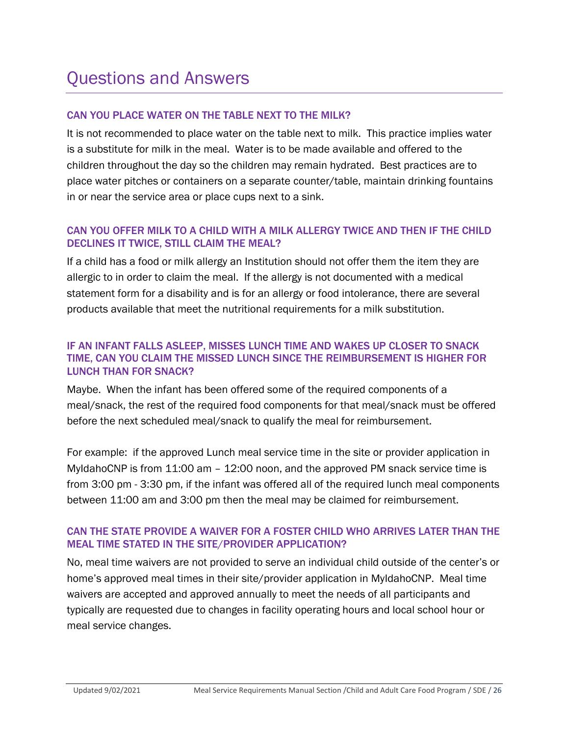# Questions and Answers

### CAN YOU PLACE WATER ON THE TABLE NEXT TO THE MILK?

It is not recommended to place water on the table next to milk. This practice implies water is a substitute for milk in the meal. Water is to be made available and offered to the children throughout the day so the children may remain hydrated. Best practices are to place water pitchers or containers on a separate counter/table, maintain drinking fountains in or near the service area or place cups next to a sink.

### CAN YOU OFFER MILK TO A CHILD WITH A MILK ALLERGY TWICE AND THEN IF THE CHILD DECLINES IT TWICE, STILL CLAIM THE MEAL?

If a child has a food or milk allergy an Institution should not offer them the item they are allergic to in order to claim the meal. If the allergy is not documented with a medical statement form for a disability and is for an allergy or food intolerance, there are several products available that meet the nutritional requirements for a milk substitution.

### IF AN INFANT FALLS ASLEEP, MISSES LUNCH TIME AND WAKES UP CLOSER TO SNACK TIME, CAN YOU CLAIM THE MISSED LUNCH SINCE THE REIMBURSEMENT IS HIGHER FOR LUNCH THAN FOR SNACK?

Maybe. When the infant has been offered some of the required components of a meal/snack, the rest of the required food components for that meal/snack must be offered before the next scheduled meal/snack to qualify the meal for reimbursement.

For example: if the approved Lunch meal service time in the site or provider application in MyIdahoCNP is from 11:00 am – 12:00 noon, and the approved PM snack service time is from 3:00 pm - 3:30 pm, if the infant was offered all of the required lunch meal components between 11:00 am and 3:00 pm then the meal may be claimed for reimbursement.

### CAN THE STATE PROVIDE A WAIVER FOR A FOSTER CHILD WHO ARRIVES LATER THAN THE MEAL TIME STATED IN THE SITE/PROVIDER APPLICATION?

No, meal time waivers are not provided to serve an individual child outside of the center's or home's approved meal times in their site/provider application in MyIdahoCNP. Meal time waivers are accepted and approved annually to meet the needs of all participants and typically are requested due to changes in facility operating hours and local school hour or meal service changes.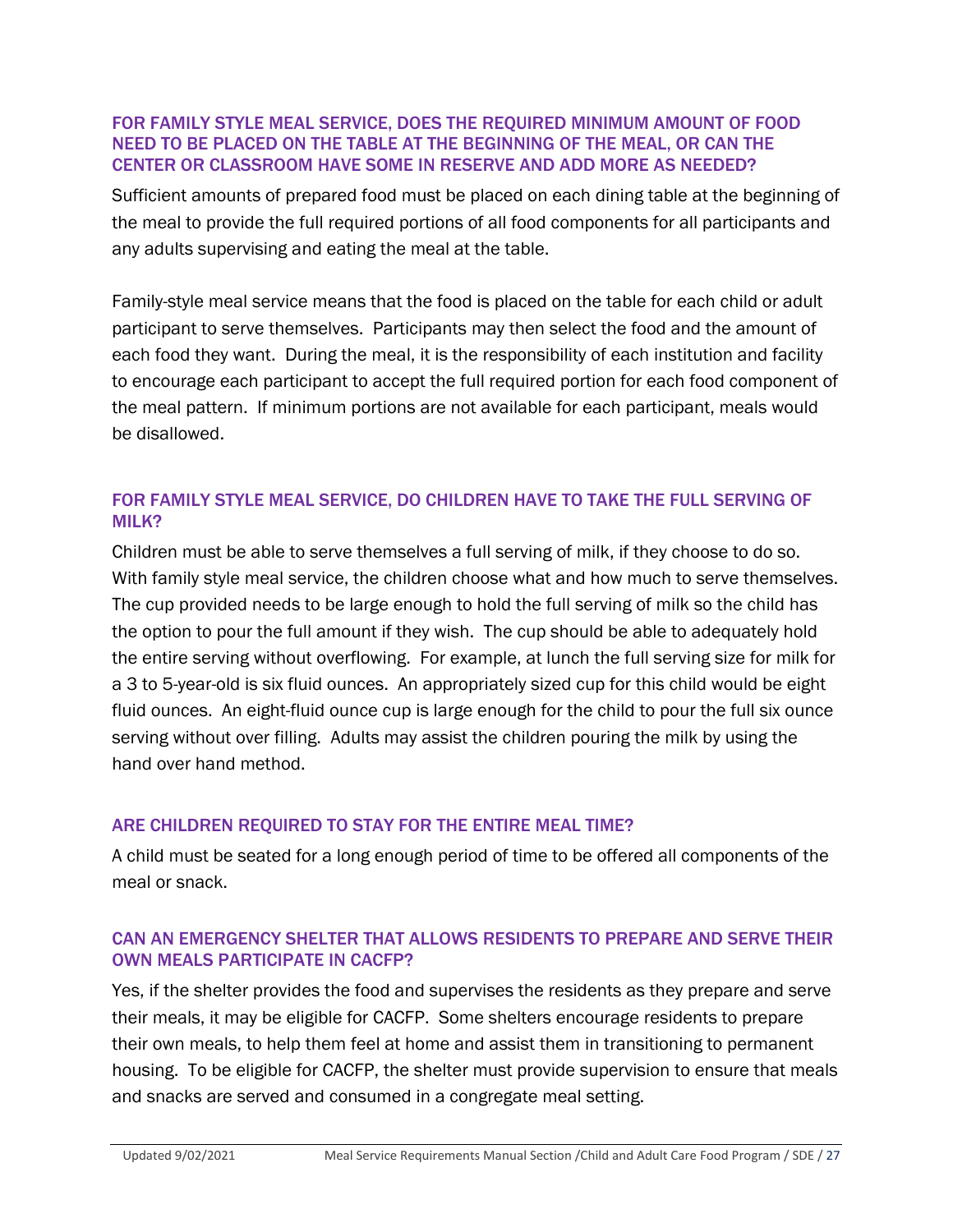### FOR FAMILY STYLE MEAL SERVICE, DOES THE REQUIRED MINIMUM AMOUNT OF FOOD NEED TO BE PLACED ON THE TABLE AT THE BEGINNING OF THE MEAL, OR CAN THE CENTER OR CLASSROOM HAVE SOME IN RESERVE AND ADD MORE AS NEEDED?

Sufficient amounts of prepared food must be placed on each dining table at the beginning of the meal to provide the full required portions of all food components for all participants and any adults supervising and eating the meal at the table.

Family-style meal service means that the food is placed on the table for each child or adult participant to serve themselves. Participants may then select the food and the amount of each food they want. During the meal, it is the responsibility of each institution and facility to encourage each participant to accept the full required portion for each food component of the meal pattern. If minimum portions are not available for each participant, meals would be disallowed.

### FOR FAMILY STYLE MEAL SERVICE, DO CHILDREN HAVE TO TAKE THE FULL SERVING OF MILK?

Children must be able to serve themselves a full serving of milk, if they choose to do so. With family style meal service, the children choose what and how much to serve themselves. The cup provided needs to be large enough to hold the full serving of milk so the child has the option to pour the full amount if they wish. The cup should be able to adequately hold the entire serving without overflowing. For example, at lunch the full serving size for milk for a 3 to 5-year-old is six fluid ounces. An appropriately sized cup for this child would be eight fluid ounces. An eight-fluid ounce cup is large enough for the child to pour the full six ounce serving without over filling. Adults may assist the children pouring the milk by using the hand over hand method.

### ARE CHILDREN REQUIRED TO STAY FOR THE ENTIRE MEAL TIME?

A child must be seated for a long enough period of time to be offered all components of the meal or snack.

### CAN AN EMERGENCY SHELTER THAT ALLOWS RESIDENTS TO PREPARE AND SERVE THEIR OWN MEALS PARTICIPATE IN CACFP?

Yes, if the shelter provides the food and supervises the residents as they prepare and serve their meals, it may be eligible for CACFP. Some shelters encourage residents to prepare their own meals, to help them feel at home and assist them in transitioning to permanent housing. To be eligible for CACFP, the shelter must provide supervision to ensure that meals and snacks are served and consumed in a congregate meal setting.